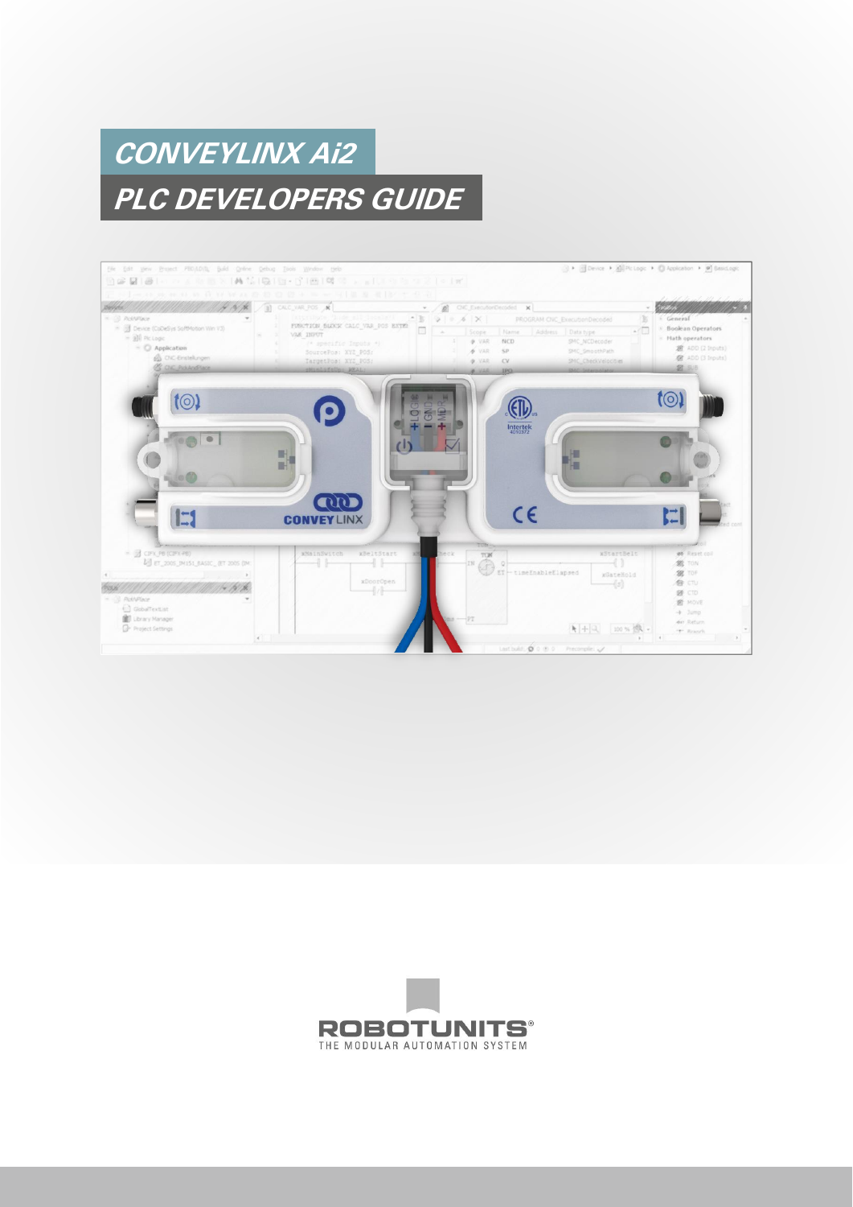# CONVEYLINX Ai2

# PLC DEVELOPERS GUIDE

ROBOTUNITS®

THE MODULAR AUTOMATION SYSTEM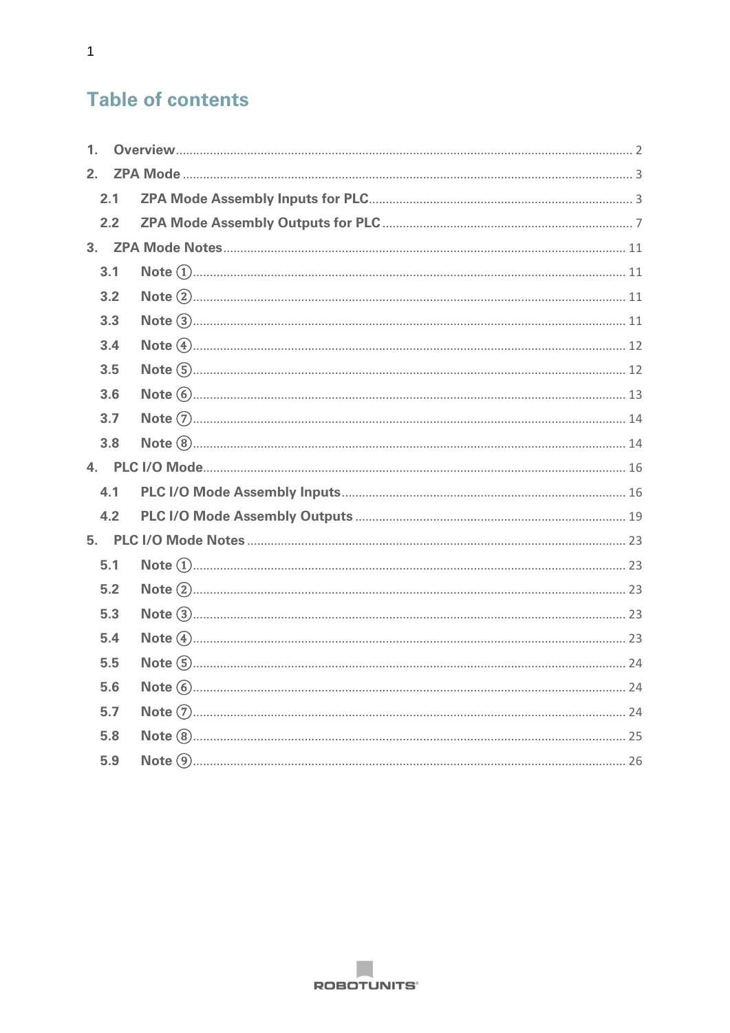# Table of contents

1. Overview ........ 2
2. ZPA Mode ........ 3
   - 2.1 ZPA Mode Assembly Inputs for PLC ........ 3
   - 2.2 ZPA Mode Assembly Outputs for PLC ........ 7
3. ZPA Mode Notes ........ 11
   - 3.1 Note ① ........ 11
   - 3.2 Note ② ........ 11
   - 3.3 Note ③ ........ 11
   - 3.4 Note ④ ........ 12
   - 3.5 Note ⑤ ........ 12
   - 3.6 Note ⑥ ........ 13
   - 3.7 Note ⑦ ........ 14
   - 3.8 Note ⑧ ........ 14
4. PLC I/O Mode ........ 16
   - 4.1 PLC I/O Mode Assembly Inputs ........ 16
   - 4.2 PLC I/O Mode Assembly Outputs ........ 19
5. PLC I/O Mode Notes ........ 23
   - 5.1 Note ① ........ 23
   - 5.2 Note ② ........ 23
   - 5.3 Note ③ ........ 23
   - 5.4 Note ④ ........ 23
   - 5.5 Note ⑤ ........ 24
   - 5.6 Note ⑥ ........ 24
   - 5.7 Note ⑦ ........ 24
   - 5.8 Note ⑧ ........ 25
   - 5.9 Note ⑨ ........ 26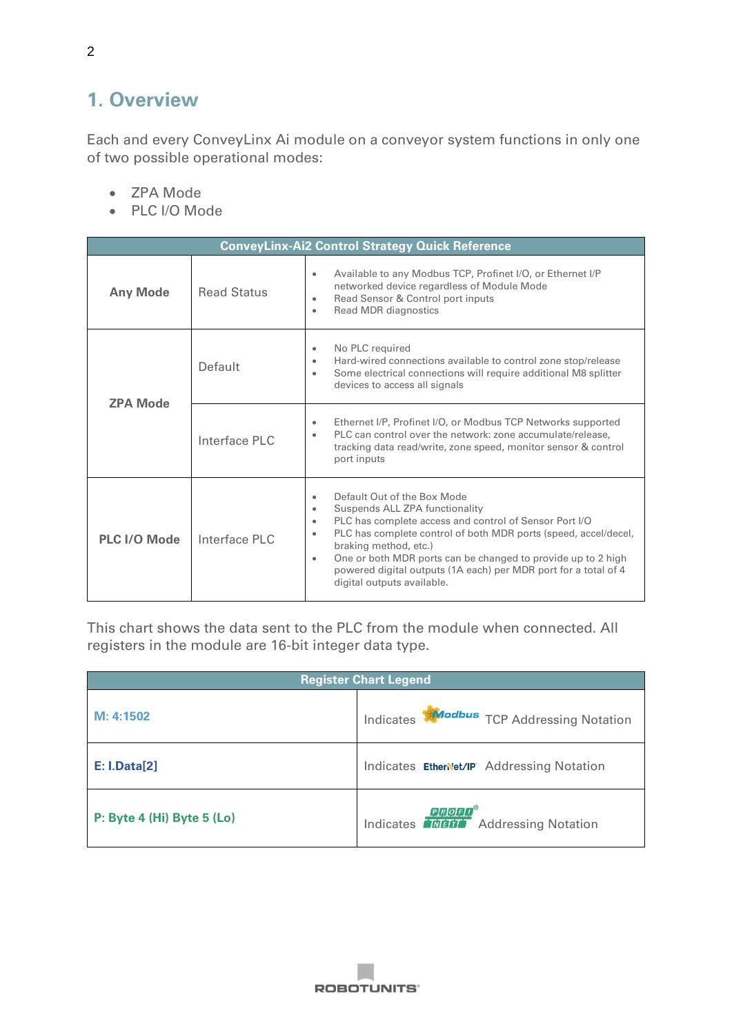# 1. Overview

Each and every ConveyLinx Ai module on a conveyor system functions in only one of two possible operational modes:

- ZPA Mode
- PLC I/O Mode

| ConveyLinx-Ai2 Control Strategy Quick Reference | | |
|---|---|---|
| **Any Mode** | Read Status | • Available to any Modbus TCP, Profinet I/O, or Ethernet I/P networked device regardless of Module Mode<br>• Read Sensor & Control port inputs<br>• Read MDR diagnostics |
| **ZPA Mode** | Default | • No PLC required<br>• Hard-wired connections available to control zone stop/release<br>• Some electrical connections will require additional M8 splitter devices to access all signals |
| | Interface PLC | • Ethernet I/P, Profinet I/O, or Modbus TCP Networks supported<br>• PLC can control over the network: zone accumulate/release, tracking data read/write, zone speed, monitor sensor & control port inputs |
| **PLC I/O Mode** | Interface PLC | • Default Out of the Box Mode<br>• Suspends ALL ZPA functionality<br>• PLC has complete access and control of Sensor Port I/O<br>• PLC has complete control of both MDR ports (speed, accel/decel, braking method, etc.)<br>• One or both MDR ports can be changed to provide up to 2 high powered digital outputs (1A each) per MDR port for a total of 4 digital outputs available. |

This chart shows the data sent to the PLC from the module when connected. All registers in the module are 16-bit integer data type.

| Register Chart Legend | |
|---|---|
| **M: 4:1502** | Indicates Modbus TCP Addressing Notation |
| **E: I.Data[2]** | Indicates EtherNet/IP Addressing Notation |
| **P: Byte 4 (Hi) Byte 5 (Lo)** | Indicates PROFINET Addressing Notation |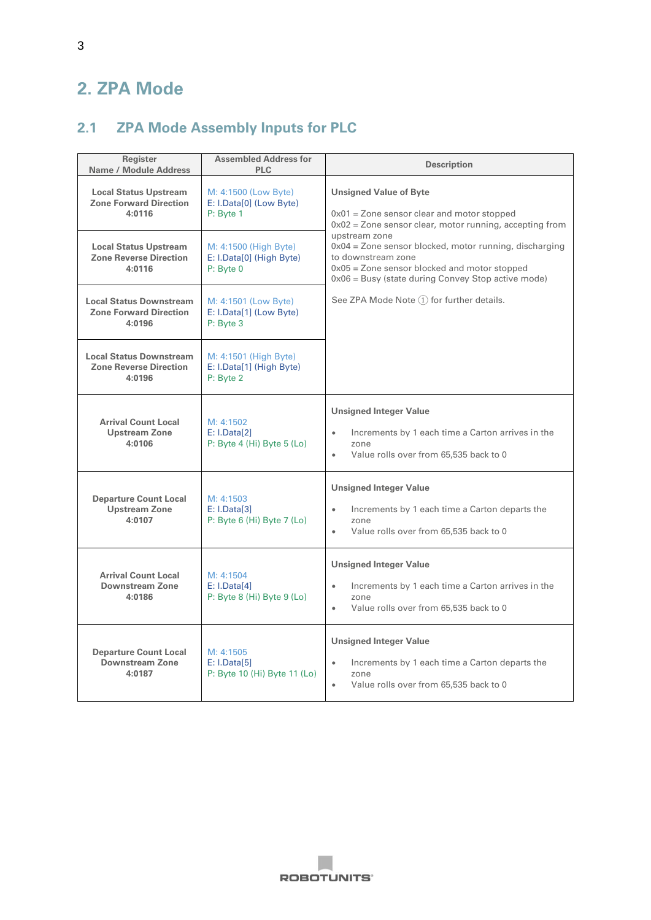# 2. ZPA Mode

## 2.1 ZPA Mode Assembly Inputs for PLC

| Register Name / Module Address | Assembled Address for PLC | Description |
|---|---|---|
| **Local Status Upstream Zone Forward Direction 4:0116** | M: 4:1500 (Low Byte)<br>E: I.Data[0] (Low Byte)<br>P: Byte 1 | **Unsigned Value of Byte**<br><br>0x01 = Zone sensor clear and motor stopped<br>0x02 = Zone sensor clear, motor running, accepting from upstream zone<br>0x04 = Zone sensor blocked, motor running, discharging to downstream zone<br>0x05 = Zone sensor blocked and motor stopped<br>0x06 = Busy (state during Convey Stop active mode)<br><br>See ZPA Mode Note ① for further details. |
| **Local Status Upstream Zone Reverse Direction 4:0116** | M: 4:1500 (High Byte)<br>E: I.Data[0] (High Byte)<br>P: Byte 0 | |
| **Local Status Downstream Zone Forward Direction 4:0196** | M: 4:1501 (Low Byte)<br>E: I.Data[1] (Low Byte)<br>P: Byte 3 | |
| **Local Status Downstream Zone Reverse Direction 4:0196** | M: 4:1501 (High Byte)<br>E: I.Data[1] (High Byte)<br>P: Byte 2 | |
| **Arrival Count Local Upstream Zone 4:0106** | M: 4:1502<br>E: I.Data[2]<br>P: Byte 4 (Hi) Byte 5 (Lo) | **Unsigned Integer Value**<br><br>• Increments by 1 each time a Carton arrives in the zone<br>• Value rolls over from 65,535 back to 0 |
| **Departure Count Local Upstream Zone 4:0107** | M: 4:1503<br>E: I.Data[3]<br>P: Byte 6 (Hi) Byte 7 (Lo) | **Unsigned Integer Value**<br><br>• Increments by 1 each time a Carton departs the zone<br>• Value rolls over from 65,535 back to 0 |
| **Arrival Count Local Downstream Zone 4:0186** | M: 4:1504<br>E: I.Data[4]<br>P: Byte 8 (Hi) Byte 9 (Lo) | **Unsigned Integer Value**<br><br>• Increments by 1 each time a Carton arrives in the zone<br>• Value rolls over from 65,535 back to 0 |
| **Departure Count Local Downstream Zone 4:0187** | M: 4:1505<br>E: I.Data[5]<br>P: Byte 10 (Hi) Byte 11 (Lo) | **Unsigned Integer Value**<br><br>• Increments by 1 each time a Carton departs the zone<br>• Value rolls over from 65,535 back to 0 |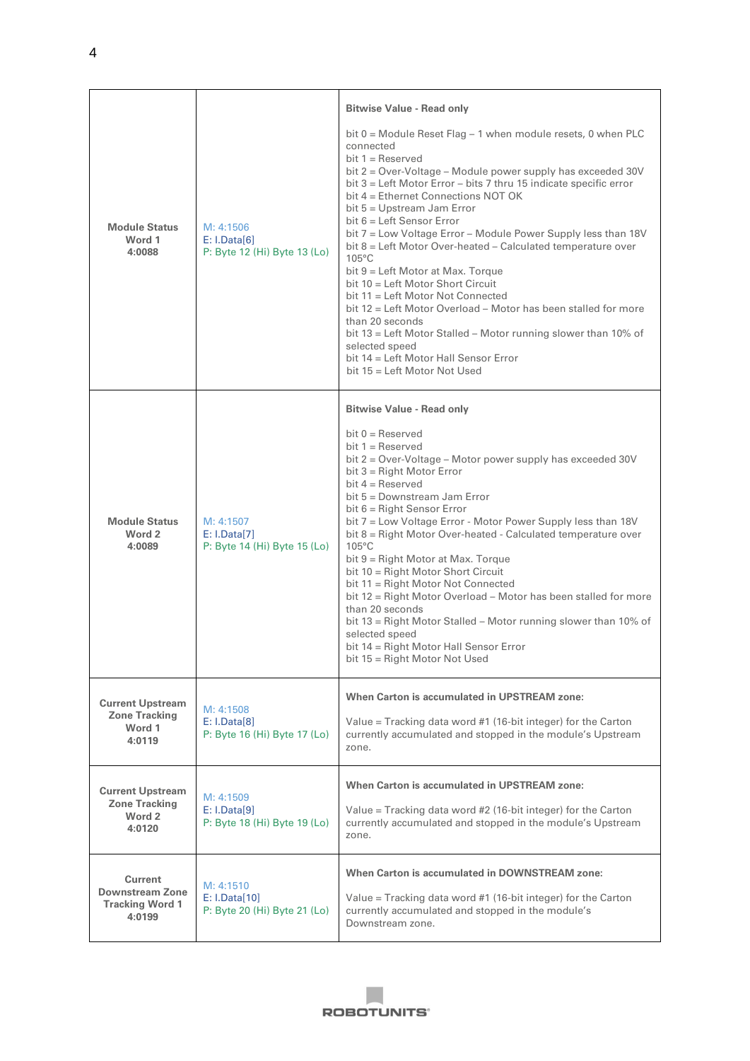| | | |
|---|---|---|
| **Module Status Word 1 4:0088** | M: 4:1506<br>E: I.Data[6]<br>P: Byte 12 (Hi) Byte 13 (Lo) | **Bitwise Value - Read only**<br><br>bit 0 = Module Reset Flag – 1 when module resets, 0 when PLC connected<br>bit 1 = Reserved<br>bit 2 = Over-Voltage – Module power supply has exceeded 30V<br>bit 3 = Left Motor Error – bits 7 thru 15 indicate specific error<br>bit 4 = Ethernet Connections NOT OK<br>bit 5 = Upstream Jam Error<br>bit 6 = Left Sensor Error<br>bit 7 = Low Voltage Error – Module Power Supply less than 18V<br>bit 8 = Left Motor Over-heated – Calculated temperature over 105°C<br>bit 9 = Left Motor at Max. Torque<br>bit 10 = Left Motor Short Circuit<br>bit 11 = Left Motor Not Connected<br>bit 12 = Left Motor Overload – Motor has been stalled for more than 20 seconds<br>bit 13 = Left Motor Stalled – Motor running slower than 10% of selected speed<br>bit 14 = Left Motor Hall Sensor Error<br>bit 15 = Left Motor Not Used |
| **Module Status Word 2 4:0089** | M: 4:1507<br>E: I.Data[7]<br>P: Byte 14 (Hi) Byte 15 (Lo) | **Bitwise Value - Read only**<br><br>bit 0 = Reserved<br>bit 1 = Reserved<br>bit 2 = Over-Voltage – Motor power supply has exceeded 30V<br>bit 3 = Right Motor Error<br>bit 4 = Reserved<br>bit 5 = Downstream Jam Error<br>bit 6 = Right Sensor Error<br>bit 7 = Low Voltage Error - Motor Power Supply less than 18V<br>bit 8 = Right Motor Over-heated - Calculated temperature over 105°C<br>bit 9 = Right Motor at Max. Torque<br>bit 10 = Right Motor Short Circuit<br>bit 11 = Right Motor Not Connected<br>bit 12 = Right Motor Overload – Motor has been stalled for more than 20 seconds<br>bit 13 = Right Motor Stalled – Motor running slower than 10% of selected speed<br>bit 14 = Right Motor Hall Sensor Error<br>bit 15 = Right Motor Not Used |
| **Current Upstream Zone Tracking Word 1 4:0119** | M: 4:1508<br>E: I.Data[8]<br>P: Byte 16 (Hi) Byte 17 (Lo) | **When Carton is accumulated in UPSTREAM zone:**<br><br>Value = Tracking data word #1 (16-bit integer) for the Carton currently accumulated and stopped in the module's Upstream zone. |
| **Current Upstream Zone Tracking Word 2 4:0120** | M: 4:1509<br>E: I.Data[9]<br>P: Byte 18 (Hi) Byte 19 (Lo) | **When Carton is accumulated in UPSTREAM zone:**<br><br>Value = Tracking data word #2 (16-bit integer) for the Carton currently accumulated and stopped in the module's Upstream zone. |
| **Current Downstream Zone Tracking Word 1 4:0199** | M: 4:1510<br>E: I.Data[10]<br>P: Byte 20 (Hi) Byte 21 (Lo) | **When Carton is accumulated in DOWNSTREAM zone:**<br><br>Value = Tracking data word #1 (16-bit integer) for the Carton currently accumulated and stopped in the module's Downstream zone. |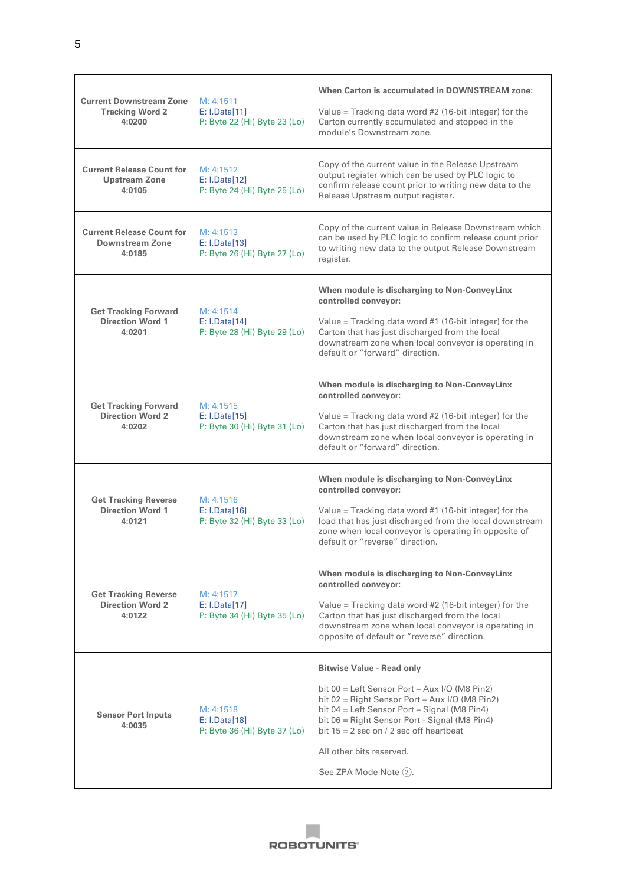| | | |
|---|---|---|
| **Current Downstream Zone Tracking Word 2 4:0200** | M: 4:1511<br>E: I.Data[11]<br>P: Byte 22 (Hi) Byte 23 (Lo) | **When Carton is accumulated in DOWNSTREAM zone:**<br><br>Value = Tracking data word #2 (16-bit integer) for the Carton currently accumulated and stopped in the module's Downstream zone. |
| **Current Release Count for Upstream Zone 4:0105** | M: 4:1512<br>E: I.Data[12]<br>P: Byte 24 (Hi) Byte 25 (Lo) | Copy of the current value in the Release Upstream output register which can be used by PLC logic to confirm release count prior to writing new data to the Release Upstream output register. |
| **Current Release Count for Downstream Zone 4:0185** | M: 4:1513<br>E: I.Data[13]<br>P: Byte 26 (Hi) Byte 27 (Lo) | Copy of the current value in Release Downstream which can be used by PLC logic to confirm release count prior to writing new data to the output Release Downstream register. |
| **Get Tracking Forward Direction Word 1 4:0201** | M: 4:1514<br>E: I.Data[14]<br>P: Byte 28 (Hi) Byte 29 (Lo) | **When module is discharging to Non-ConveyLinx controlled conveyor:**<br><br>Value = Tracking data word #1 (16-bit integer) for the Carton that has just discharged from the local downstream zone when local conveyor is operating in default or "forward" direction. |
| **Get Tracking Forward Direction Word 2 4:0202** | M: 4:1515<br>E: I.Data[15]<br>P: Byte 30 (Hi) Byte 31 (Lo) | **When module is discharging to Non-ConveyLinx controlled conveyor:**<br><br>Value = Tracking data word #2 (16-bit integer) for the Carton that has just discharged from the local downstream zone when local conveyor is operating in default or "forward" direction. |
| **Get Tracking Reverse Direction Word 1 4:0121** | M: 4:1516<br>E: I.Data[16]<br>P: Byte 32 (Hi) Byte 33 (Lo) | **When module is discharging to Non-ConveyLinx controlled conveyor:**<br><br>Value = Tracking data word #1 (16-bit integer) for the load that has just discharged from the local downstream zone when local conveyor is operating in opposite of default or "reverse" direction. |
| **Get Tracking Reverse Direction Word 2 4:0122** | M: 4:1517<br>E: I.Data[17]<br>P: Byte 34 (Hi) Byte 35 (Lo) | **When module is discharging to Non-ConveyLinx controlled conveyor:**<br><br>Value = Tracking data word #2 (16-bit integer) for the Carton that has just discharged from the local downstream zone when local conveyor is operating in opposite of default or "reverse" direction. |
| **Sensor Port Inputs 4:0035** | M: 4:1518<br>E: I.Data[18]<br>P: Byte 36 (Hi) Byte 37 (Lo) | **Bitwise Value - Read only**<br><br>bit 00 = Left Sensor Port – Aux I/O (M8 Pin2)<br>bit 02 = Right Sensor Port – Aux I/O (M8 Pin2)<br>bit 04 = Left Sensor Port – Signal (M8 Pin4)<br>bit 06 = Right Sensor Port - Signal (M8 Pin4)<br>bit 15 = 2 sec on / 2 sec off heartbeat<br><br>All other bits reserved.<br><br>See ZPA Mode Note ②. |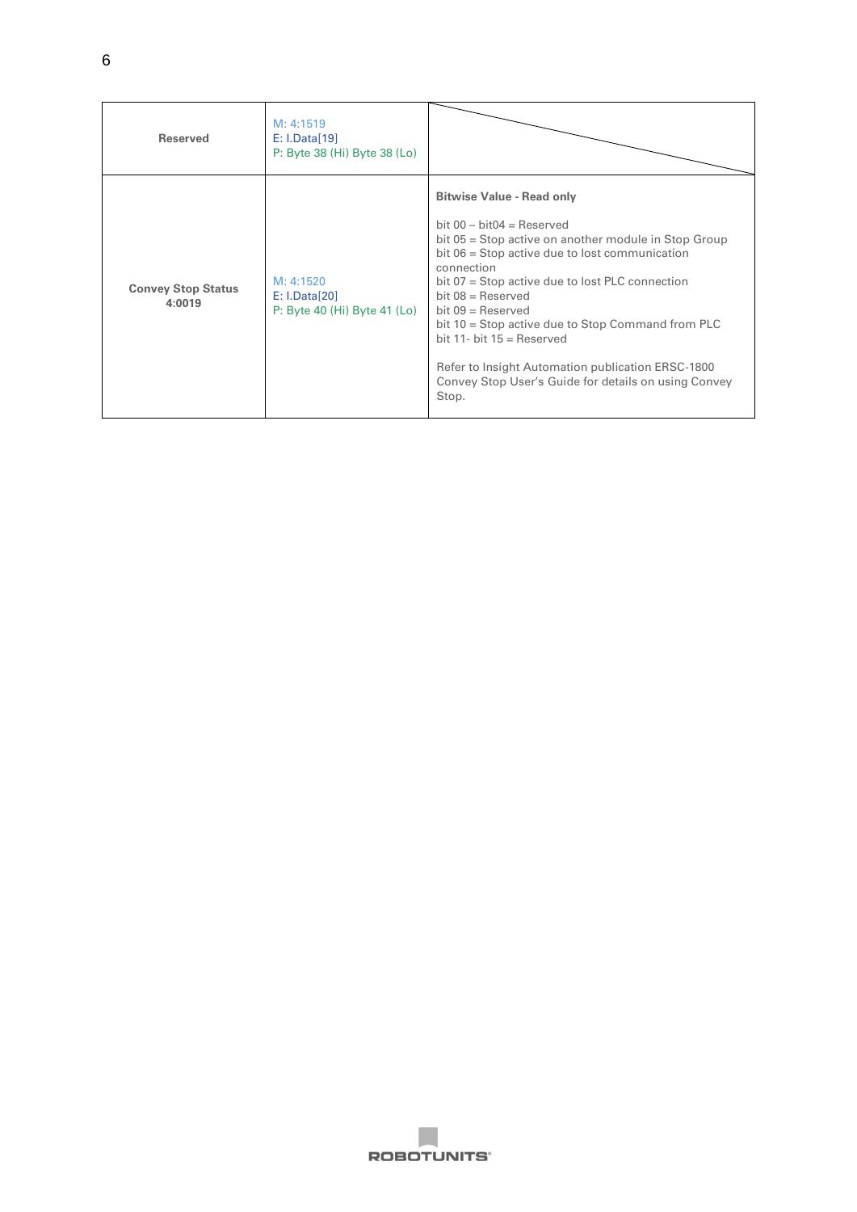| | | |
|---|---|---|
| **Reserved** | M: 4:1519<br>E: I.Data[19]<br>P: Byte 38 (Hi) Byte 38 (Lo) | |
| **Convey Stop Status 4:0019** | M: 4:1520<br>E: I.Data[20]<br>P: Byte 40 (Hi) Byte 41 (Lo) | **Bitwise Value - Read only**<br><br>bit 00 – bit04 = Reserved<br>bit 05 = Stop active on another module in Stop Group<br>bit 06 = Stop active due to lost communication connection<br>bit 07 = Stop active due to lost PLC connection<br>bit 08 = Reserved<br>bit 09 = Reserved<br>bit 10 = Stop active due to Stop Command from PLC<br>bit 11- bit 15 = Reserved<br><br>Refer to Insight Automation publication ERSC-1800 Convey Stop User's Guide for details on using Convey Stop. |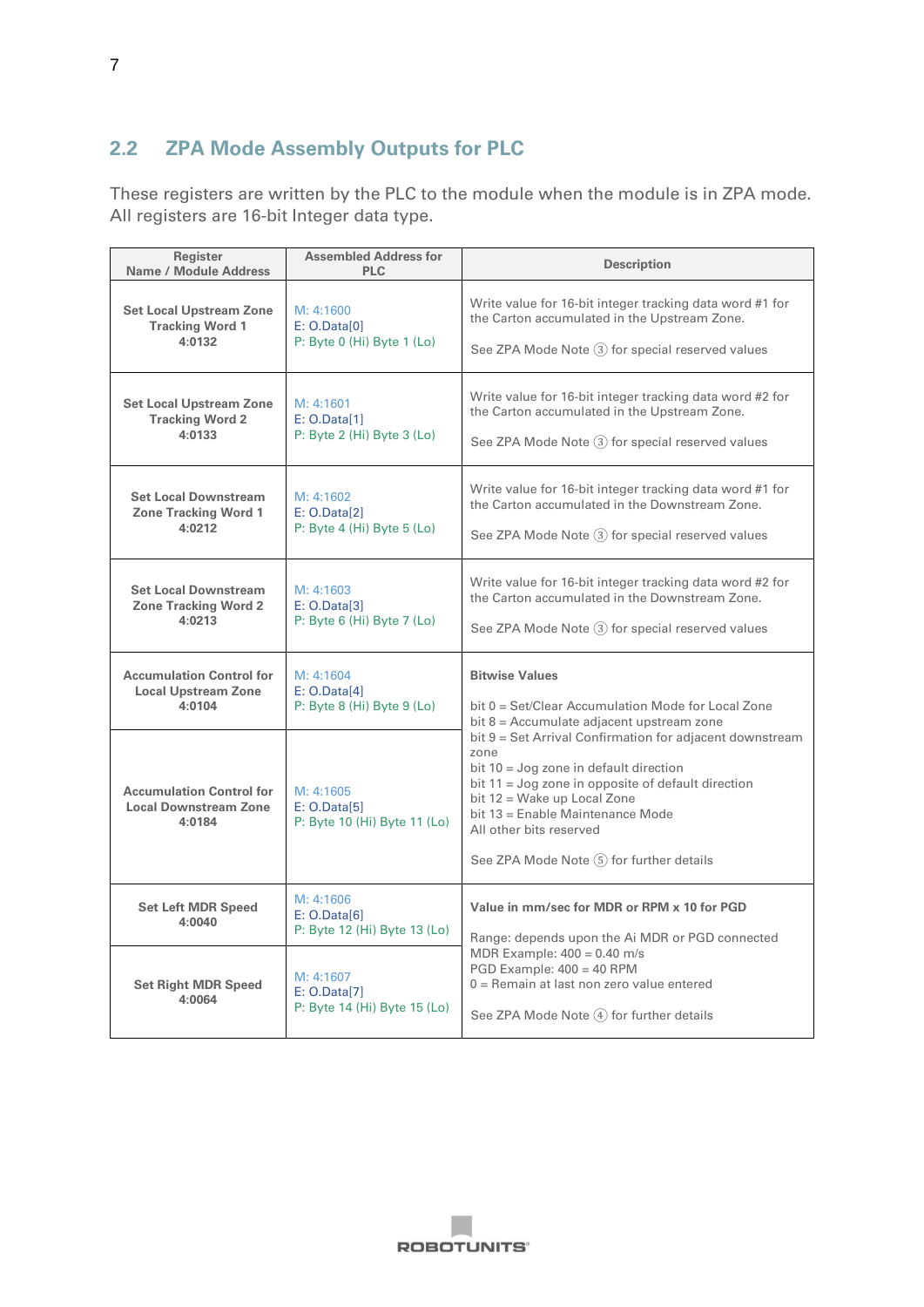## 2.2 ZPA Mode Assembly Outputs for PLC

These registers are written by the PLC to the module when the module is in ZPA mode. All registers are 16-bit Integer data type.

| Register Name / Module Address | Assembled Address for PLC | Description |
|---|---|---|
| **Set Local Upstream Zone Tracking Word 1 4:0132** | M: 4:1600<br>E: O.Data[0]<br>P: Byte 0 (Hi) Byte 1 (Lo) | Write value for 16-bit integer tracking data word #1 for the Carton accumulated in the Upstream Zone.<br><br>See ZPA Mode Note ③ for special reserved values |
| **Set Local Upstream Zone Tracking Word 2 4:0133** | M: 4:1601<br>E: O.Data[1]<br>P: Byte 2 (Hi) Byte 3 (Lo) | Write value for 16-bit integer tracking data word #2 for the Carton accumulated in the Upstream Zone.<br><br>See ZPA Mode Note ③ for special reserved values |
| **Set Local Downstream Zone Tracking Word 1 4:0212** | M: 4:1602<br>E: O.Data[2]<br>P: Byte 4 (Hi) Byte 5 (Lo) | Write value for 16-bit integer tracking data word #1 for the Carton accumulated in the Downstream Zone.<br><br>See ZPA Mode Note ③ for special reserved values |
| **Set Local Downstream Zone Tracking Word 2 4:0213** | M: 4:1603<br>E: O.Data[3]<br>P: Byte 6 (Hi) Byte 7 (Lo) | Write value for 16-bit integer tracking data word #2 for the Carton accumulated in the Downstream Zone.<br><br>See ZPA Mode Note ③ for special reserved values |
| **Accumulation Control for Local Upstream Zone 4:0104** | M: 4:1604<br>E: O.Data[4]<br>P: Byte 8 (Hi) Byte 9 (Lo) | **Bitwise Values**<br><br>bit 0 = Set/Clear Accumulation Mode for Local Zone<br>bit 8 = Accumulate adjacent upstream zone<br>bit 9 = Set Arrival Confirmation for adjacent downstream zone<br>bit 10 = Jog zone in default direction<br>bit 11 = Jog zone in opposite of default direction<br>bit 12 = Wake up Local Zone<br>bit 13 = Enable Maintenance Mode<br>All other bits reserved<br><br>See ZPA Mode Note ⑤ for further details |
| **Accumulation Control for Local Downstream Zone 4:0184** | M: 4:1605<br>E: O.Data[5]<br>P: Byte 10 (Hi) Byte 11 (Lo) | |
| **Set Left MDR Speed 4:0040** | M: 4:1606<br>E: O.Data[6]<br>P: Byte 12 (Hi) Byte 13 (Lo) | **Value in mm/sec for MDR or RPM x 10 for PGD**<br><br>Range: depends upon the Ai MDR or PGD connected<br>MDR Example: 400 = 0.40 m/s<br>PGD Example: 400 = 40 RPM<br>0 = Remain at last non zero value entered<br><br>See ZPA Mode Note ④ for further details |
| **Set Right MDR Speed 4:0064** | M: 4:1607<br>E: O.Data[7]<br>P: Byte 14 (Hi) Byte 15 (Lo) | |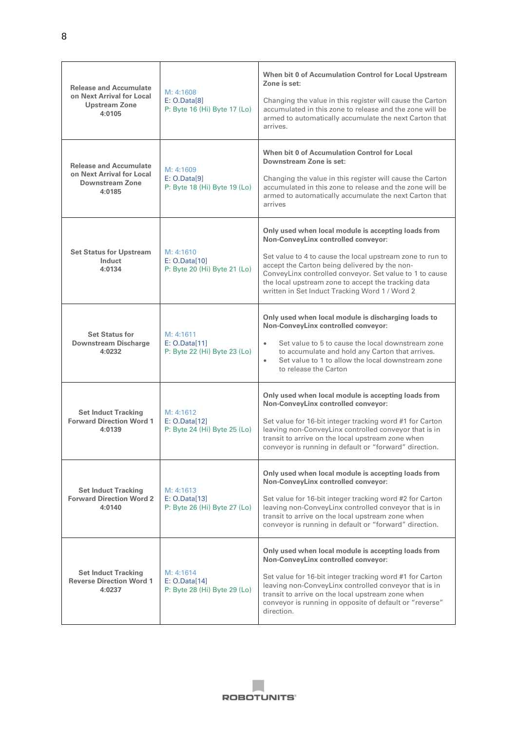| | | |
|---|---|---|
| **Release and Accumulate on Next Arrival for Local Upstream Zone 4:0105** | M: 4:1608<br>E: O.Data[8]<br>P: Byte 16 (Hi) Byte 17 (Lo) | **When bit 0 of Accumulation Control for Local Upstream Zone is set:**<br><br>Changing the value in this register will cause the Carton accumulated in this zone to release and the zone will be armed to automatically accumulate the next Carton that arrives. |
| **Release and Accumulate on Next Arrival for Local Downstream Zone 4:0185** | M: 4:1609<br>E: O.Data[9]<br>P: Byte 18 (Hi) Byte 19 (Lo) | **When bit 0 of Accumulation Control for Local Downstream Zone is set:**<br><br>Changing the value in this register will cause the Carton accumulated in this zone to release and the zone will be armed to automatically accumulate the next Carton that arrives |
| **Set Status for Upstream Induct 4:0134** | M: 4:1610<br>E: O.Data[10]<br>P: Byte 20 (Hi) Byte 21 (Lo) | **Only used when local module is accepting loads from Non-ConveyLinx controlled conveyor:**<br><br>Set value to 4 to cause the local upstream zone to run to accept the Carton being delivered by the non-ConveyLinx controlled conveyor. Set value to 1 to cause the local upstream zone to accept the tracking data written in Set Induct Tracking Word 1 / Word 2 |
| **Set Status for Downstream Discharge 4:0232** | M: 4:1611<br>E: O.Data[11]<br>P: Byte 22 (Hi) Byte 23 (Lo) | **Only used when local module is discharging loads to Non-ConveyLinx controlled conveyor:**<br><br>• Set value to 5 to cause the local downstream zone to accumulate and hold any Carton that arrives.<br>• Set value to 1 to allow the local downstream zone to release the Carton |
| **Set Induct Tracking Forward Direction Word 1 4:0139** | M: 4:1612<br>E: O.Data[12]<br>P: Byte 24 (Hi) Byte 25 (Lo) | **Only used when local module is accepting loads from Non-ConveyLinx controlled conveyor:**<br><br>Set value for 16-bit integer tracking word #1 for Carton leaving non-ConveyLinx controlled conveyor that is in transit to arrive on the local upstream zone when conveyor is running in default or "forward" direction. |
| **Set Induct Tracking Forward Direction Word 2 4:0140** | M: 4:1613<br>E: O.Data[13]<br>P: Byte 26 (Hi) Byte 27 (Lo) | **Only used when local module is accepting loads from Non-ConveyLinx controlled conveyor:**<br><br>Set value for 16-bit integer tracking word #2 for Carton leaving non-ConveyLinx controlled conveyor that is in transit to arrive on the local upstream zone when conveyor is running in default or "forward" direction. |
| **Set Induct Tracking Reverse Direction Word 1 4:0237** | M: 4:1614<br>E: O.Data[14]<br>P: Byte 28 (Hi) Byte 29 (Lo) | **Only used when local module is accepting loads from Non-ConveyLinx controlled conveyor:**<br><br>Set value for 16-bit integer tracking word #1 for Carton leaving non-ConveyLinx controlled conveyor that is in transit to arrive on the local upstream zone when conveyor is running in opposite of default or "reverse" direction. |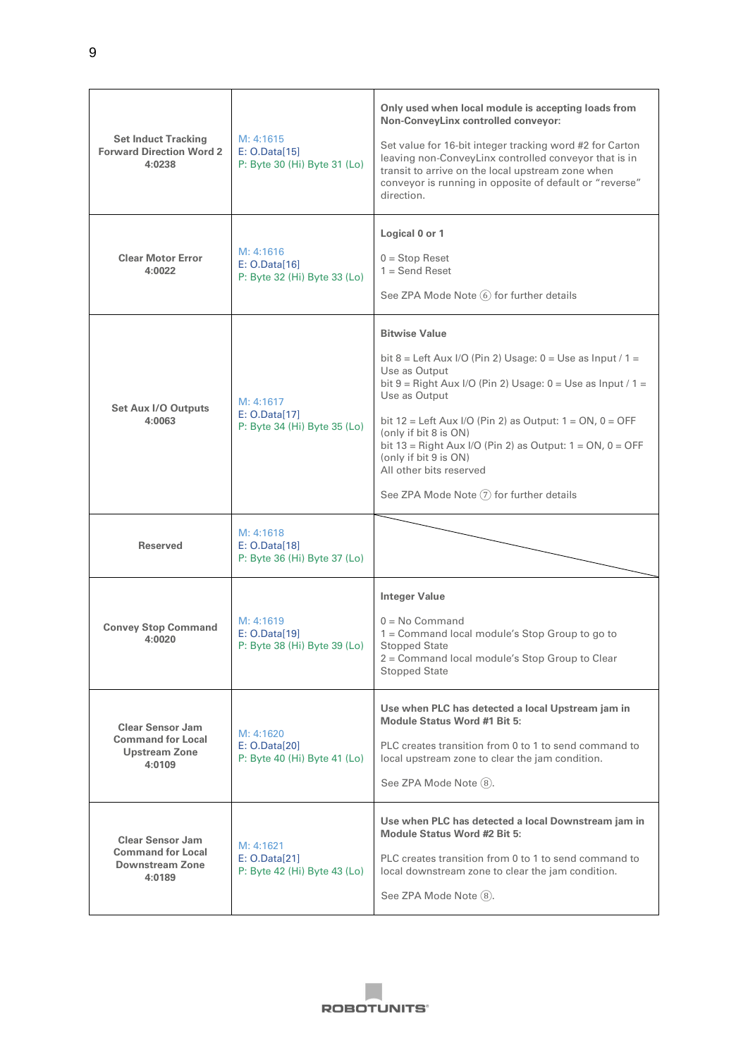| | | |
|---|---|---|
| **Set Induct Tracking Forward Direction Word 2 4:0238** | M: 4:1615<br>E: O.Data[15]<br>P: Byte 30 (Hi) Byte 31 (Lo) | **Only used when local module is accepting loads from Non-ConveyLinx controlled conveyor:**<br><br>Set value for 16-bit integer tracking word #2 for Carton leaving non-ConveyLinx controlled conveyor that is in transit to arrive on the local upstream zone when conveyor is running in opposite of default or "reverse" direction. |
| **Clear Motor Error 4:0022** | M: 4:1616<br>E: O.Data[16]<br>P: Byte 32 (Hi) Byte 33 (Lo) | **Logical 0 or 1**<br><br>0 = Stop Reset<br>1 = Send Reset<br><br>See ZPA Mode Note ⑥ for further details |
| **Set Aux I/O Outputs 4:0063** | M: 4:1617<br>E: O.Data[17]<br>P: Byte 34 (Hi) Byte 35 (Lo) | **Bitwise Value**<br><br>bit 8 = Left Aux I/O (Pin 2) Usage: 0 = Use as Input / 1 = Use as Output<br>bit 9 = Right Aux I/O (Pin 2) Usage: 0 = Use as Input / 1 = Use as Output<br><br>bit 12 = Left Aux I/O (Pin 2) as Output: 1 = ON, 0 = OFF (only if bit 8 is ON)<br>bit 13 = Right Aux I/O (Pin 2) as Output: 1 = ON, 0 = OFF (only if bit 9 is ON)<br>All other bits reserved<br><br>See ZPA Mode Note ⑦ for further details |
| **Reserved** | M: 4:1618<br>E: O.Data[18]<br>P: Byte 36 (Hi) Byte 37 (Lo) | |
| **Convey Stop Command 4:0020** | M: 4:1619<br>E: O.Data[19]<br>P: Byte 38 (Hi) Byte 39 (Lo) | **Integer Value**<br><br>0 = No Command<br>1 = Command local module's Stop Group to go to Stopped State<br>2 = Command local module's Stop Group to Clear Stopped State |
| **Clear Sensor Jam Command for Local Upstream Zone 4:0109** | M: 4:1620<br>E: O.Data[20]<br>P: Byte 40 (Hi) Byte 41 (Lo) | **Use when PLC has detected a local Upstream jam in Module Status Word #1 Bit 5:**<br><br>PLC creates transition from 0 to 1 to send command to local upstream zone to clear the jam condition.<br><br>See ZPA Mode Note ⑧. |
| **Clear Sensor Jam Command for Local Downstream Zone 4:0189** | M: 4:1621<br>E: O.Data[21]<br>P: Byte 42 (Hi) Byte 43 (Lo) | **Use when PLC has detected a local Downstream jam in Module Status Word #2 Bit 5:**<br><br>PLC creates transition from 0 to 1 to send command to local downstream zone to clear the jam condition.<br><br>See ZPA Mode Note ⑧. |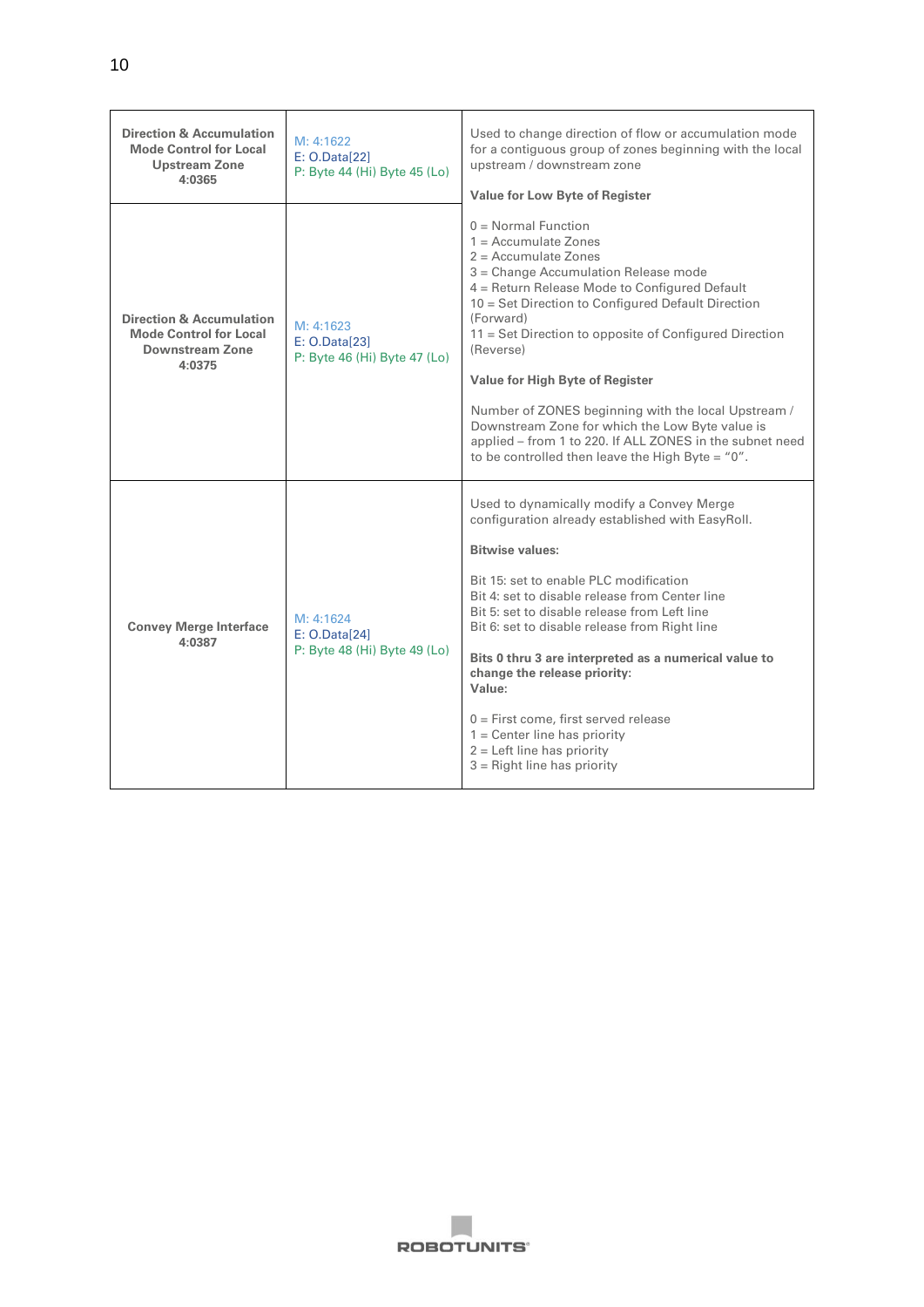| Direction & Accumulation Mode Control for Local Upstream Zone 4:0365 | M: 4:1622<br>E: O.Data[22]<br>P: Byte 44 (Hi) Byte 45 (Lo) | Used to change direction of flow or accumulation mode for a contiguous group of zones beginning with the local upstream / downstream zone<br><br>**Value for Low Byte of Register**<br><br>0 = Normal Function<br>1 = Accumulate Zones<br>2 = Accumulate Zones<br>3 = Change Accumulation Release mode<br>4 = Return Release Mode to Configured Default<br>10 = Set Direction to Configured Default Direction (Forward)<br>11 = Set Direction to opposite of Configured Direction (Reverse)<br><br>**Value for High Byte of Register**<br><br>Number of ZONES beginning with the local Upstream / Downstream Zone for which the Low Byte value is applied – from 1 to 220. If ALL ZONES in the subnet need to be controlled then leave the High Byte = "0". |
|---|---|---|
| **Direction & Accumulation Mode Control for Local Downstream Zone 4:0375** | M: 4:1623<br>E: O.Data[23]<br>P: Byte 46 (Hi) Byte 47 (Lo) | |
| **Convey Merge Interface 4:0387** | M: 4:1624<br>E: O.Data[24]<br>P: Byte 48 (Hi) Byte 49 (Lo) | Used to dynamically modify a Convey Merge configuration already established with EasyRoll.<br><br>**Bitwise values:**<br><br>Bit 15: set to enable PLC modification<br>Bit 4: set to disable release from Center line<br>Bit 5: set to disable release from Left line<br>Bit 6: set to disable release from Right line<br><br>**Bits 0 thru 3 are interpreted as a numerical value to change the release priority:**<br>**Value:**<br><br>0 = First come, first served release<br>1 = Center line has priority<br>2 = Left line has priority<br>3 = Right line has priority |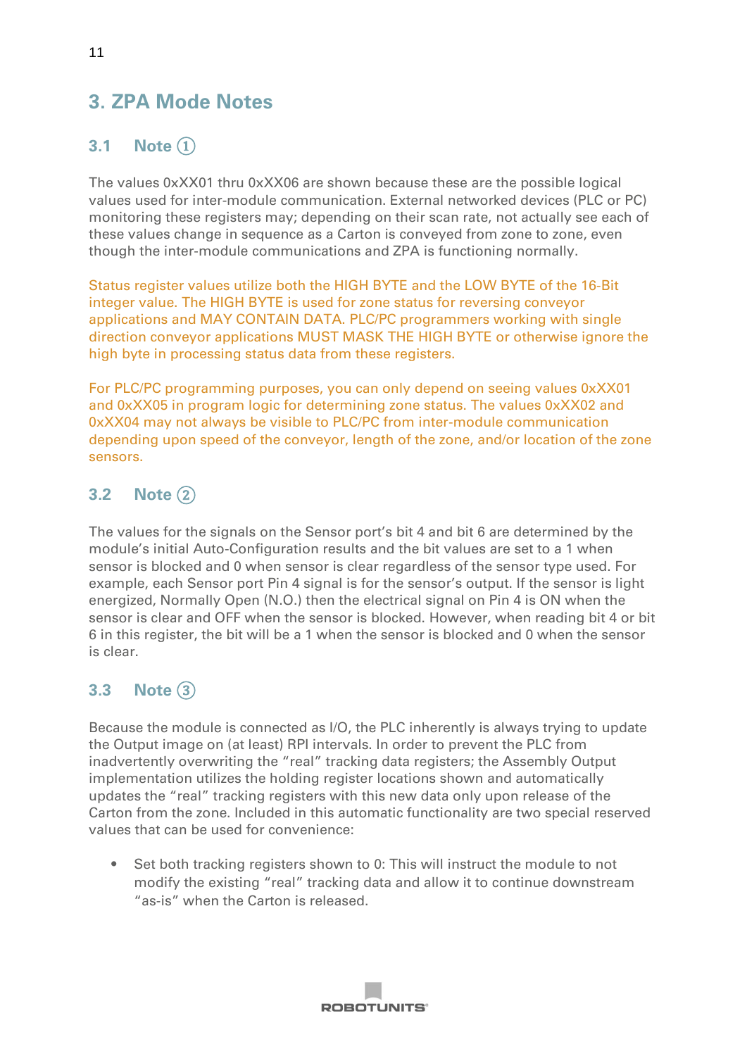# 3. ZPA Mode Notes

## 3.1 Note ①

The values 0xXX01 thru 0xXX06 are shown because these are the possible logical values used for inter-module communication. External networked devices (PLC or PC) monitoring these registers may; depending on their scan rate, not actually see each of these values change in sequence as a Carton is conveyed from zone to zone, even though the inter-module communications and ZPA is functioning normally.

Status register values utilize both the HIGH BYTE and the LOW BYTE of the 16-Bit integer value. The HIGH BYTE is used for zone status for reversing conveyor applications and MAY CONTAIN DATA. PLC/PC programmers working with single direction conveyor applications MUST MASK THE HIGH BYTE or otherwise ignore the high byte in processing status data from these registers.

For PLC/PC programming purposes, you can only depend on seeing values 0xXX01 and 0xXX05 in program logic for determining zone status. The values 0xXX02 and 0xXX04 may not always be visible to PLC/PC from inter-module communication depending upon speed of the conveyor, length of the zone, and/or location of the zone sensors.

## 3.2 Note ②

The values for the signals on the Sensor port's bit 4 and bit 6 are determined by the module's initial Auto-Configuration results and the bit values are set to a 1 when sensor is blocked and 0 when sensor is clear regardless of the sensor type used. For example, each Sensor port Pin 4 signal is for the sensor's output. If the sensor is light energized, Normally Open (N.O.) then the electrical signal on Pin 4 is ON when the sensor is clear and OFF when the sensor is blocked. However, when reading bit 4 or bit 6 in this register, the bit will be a 1 when the sensor is blocked and 0 when the sensor is clear.

## 3.3 Note ③

Because the module is connected as I/O, the PLC inherently is always trying to update the Output image on (at least) RPI intervals. In order to prevent the PLC from inadvertently overwriting the "real" tracking data registers; the Assembly Output implementation utilizes the holding register locations shown and automatically updates the "real" tracking registers with this new data only upon release of the Carton from the zone. Included in this automatic functionality are two special reserved values that can be used for convenience:

- Set both tracking registers shown to 0: This will instruct the module to not modify the existing "real" tracking data and allow it to continue downstream "as-is" when the Carton is released.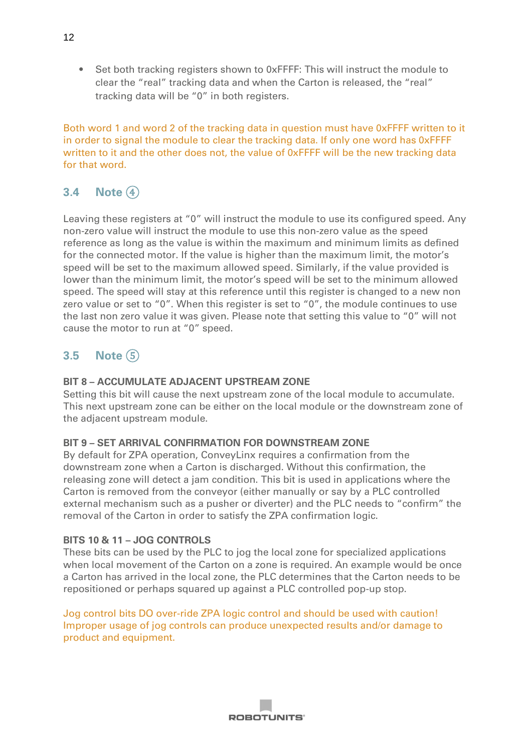- Set both tracking registers shown to 0xFFFF: This will instruct the module to clear the “real” tracking data and when the Carton is released, the “real” tracking data will be “0” in both registers.

Both word 1 and word 2 of the tracking data in question must have 0xFFFF written to it in order to signal the module to clear the tracking data. If only one word has 0xFFFF written to it and the other does not, the value of 0xFFFF will be the new tracking data for that word.

## 3.4 Note ④

Leaving these registers at “0” will instruct the module to use its configured speed. Any non-zero value will instruct the module to use this non-zero value as the speed reference as long as the value is within the maximum and minimum limits as defined for the connected motor. If the value is higher than the maximum limit, the motor’s speed will be set to the maximum allowed speed. Similarly, if the value provided is lower than the minimum limit, the motor’s speed will be set to the minimum allowed speed. The speed will stay at this reference until this register is changed to a new non zero value or set to “0”. When this register is set to “0”, the module continues to use the last non zero value it was given. Please note that setting this value to “0” will not cause the motor to run at “0” speed.

## 3.5 Note ⑤

**BIT 8 – ACCUMULATE ADJACENT UPSTREAM ZONE**
Setting this bit will cause the next upstream zone of the local module to accumulate. This next upstream zone can be either on the local module or the downstream zone of the adjacent upstream module.

**BIT 9 – SET ARRIVAL CONFIRMATION FOR DOWNSTREAM ZONE**
By default for ZPA operation, ConveyLinx requires a confirmation from the downstream zone when a Carton is discharged. Without this confirmation, the releasing zone will detect a jam condition. This bit is used in applications where the Carton is removed from the conveyor (either manually or say by a PLC controlled external mechanism such as a pusher or diverter) and the PLC needs to “confirm” the removal of the Carton in order to satisfy the ZPA confirmation logic.

**BITS 10 & 11 – JOG CONTROLS**
These bits can be used by the PLC to jog the local zone for specialized applications when local movement of the Carton on a zone is required. An example would be once a Carton has arrived in the local zone, the PLC determines that the Carton needs to be repositioned or perhaps squared up against a PLC controlled pop-up stop.

Jog control bits DO over-ride ZPA logic control and should be used with caution! Improper usage of jog controls can produce unexpected results and/or damage to product and equipment.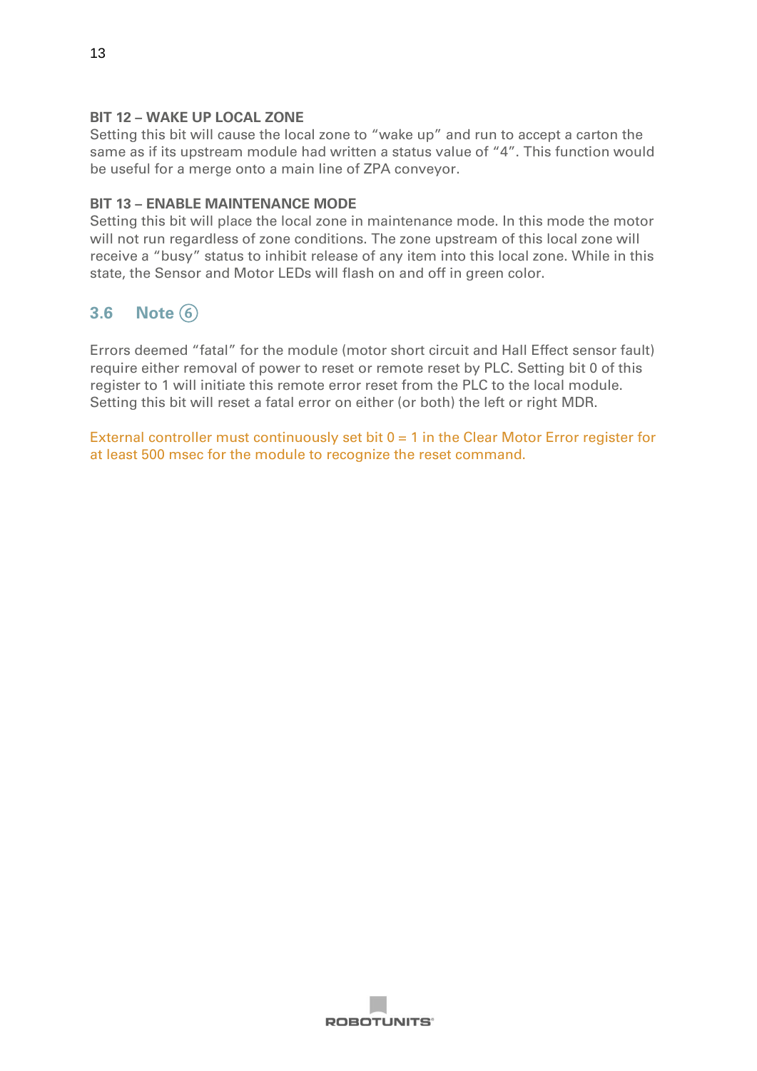**BIT 12 – WAKE UP LOCAL ZONE**

Setting this bit will cause the local zone to “wake up” and run to accept a carton the same as if its upstream module had written a status value of “4”. This function would be useful for a merge onto a main line of ZPA conveyor.

**BIT 13 – ENABLE MAINTENANCE MODE**

Setting this bit will place the local zone in maintenance mode. In this mode the motor will not run regardless of zone conditions. The zone upstream of this local zone will receive a “busy” status to inhibit release of any item into this local zone. While in this state, the Sensor and Motor LEDs will flash on and off in green color.

## 3.6 Note ⑥

Errors deemed “fatal” for the module (motor short circuit and Hall Effect sensor fault) require either removal of power to reset or remote reset by PLC. Setting bit 0 of this register to 1 will initiate this remote error reset from the PLC to the local module. Setting this bit will reset a fatal error on either (or both) the left or right MDR.

External controller must continuously set bit 0 = 1 in the Clear Motor Error register for at least 500 msec for the module to recognize the reset command.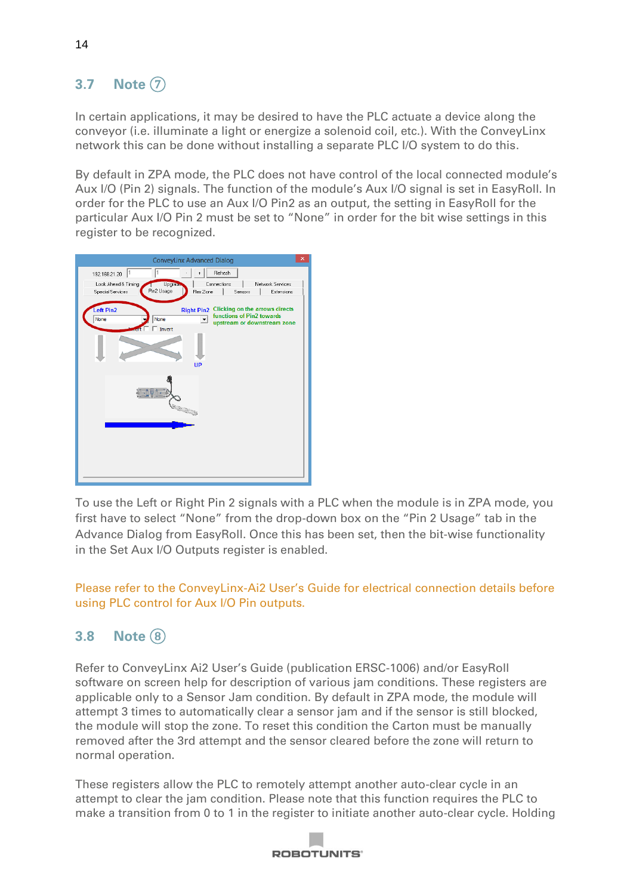## 3.7 Note ⑦

In certain applications, it may be desired to have the PLC actuate a device along the conveyor (i.e. illuminate a light or energize a solenoid coil, etc.). With the ConveyLinx network this can be done without installing a separate PLC I/O system to do this.

By default in ZPA mode, the PLC does not have control of the local connected module's Aux I/O (Pin 2) signals. The function of the module's Aux I/O signal is set in EasyRoll. In order for the PLC to use an Aux I/O Pin2 as an output, the setting in EasyRoll for the particular Aux I/O Pin 2 must be set to "None" in order for the bit wise settings in this register to be recognized.

To use the Left or Right Pin 2 signals with a PLC when the module is in ZPA mode, you first have to select "None" from the drop-down box on the "Pin 2 Usage" tab in the Advance Dialog from EasyRoll. Once this has been set, then the bit-wise functionality in the Set Aux I/O Outputs register is enabled.

Please refer to the ConveyLinx-Ai2 User's Guide for electrical connection details before using PLC control for Aux I/O Pin outputs.

## 3.8 Note ⑧

Refer to ConveyLinx Ai2 User's Guide (publication ERSC-1006) and/or EasyRoll software on screen help for description of various jam conditions. These registers are applicable only to a Sensor Jam condition. By default in ZPA mode, the module will attempt 3 times to automatically clear a sensor jam and if the sensor is still blocked, the module will stop the zone. To reset this condition the Carton must be manually removed after the 3rd attempt and the sensor cleared before the zone will return to normal operation.

These registers allow the PLC to remotely attempt another auto-clear cycle in an attempt to clear the jam condition. Please note that this function requires the PLC to make a transition from 0 to 1 in the register to initiate another auto-clear cycle. Holding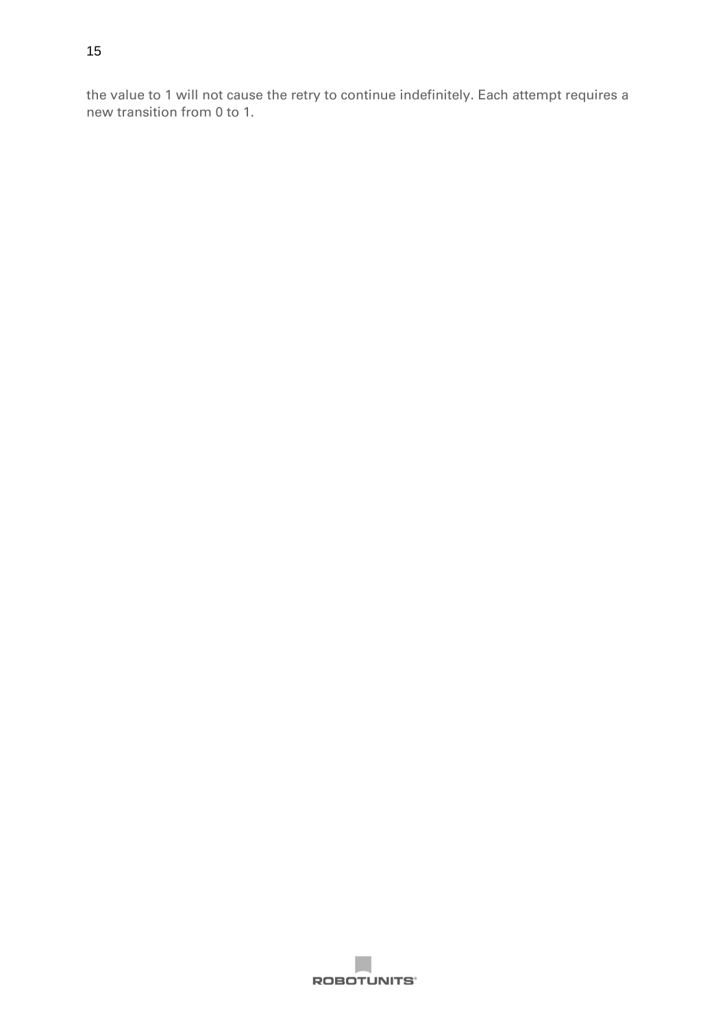the value to 1 will not cause the retry to continue indefinitely. Each attempt requires a new transition from 0 to 1.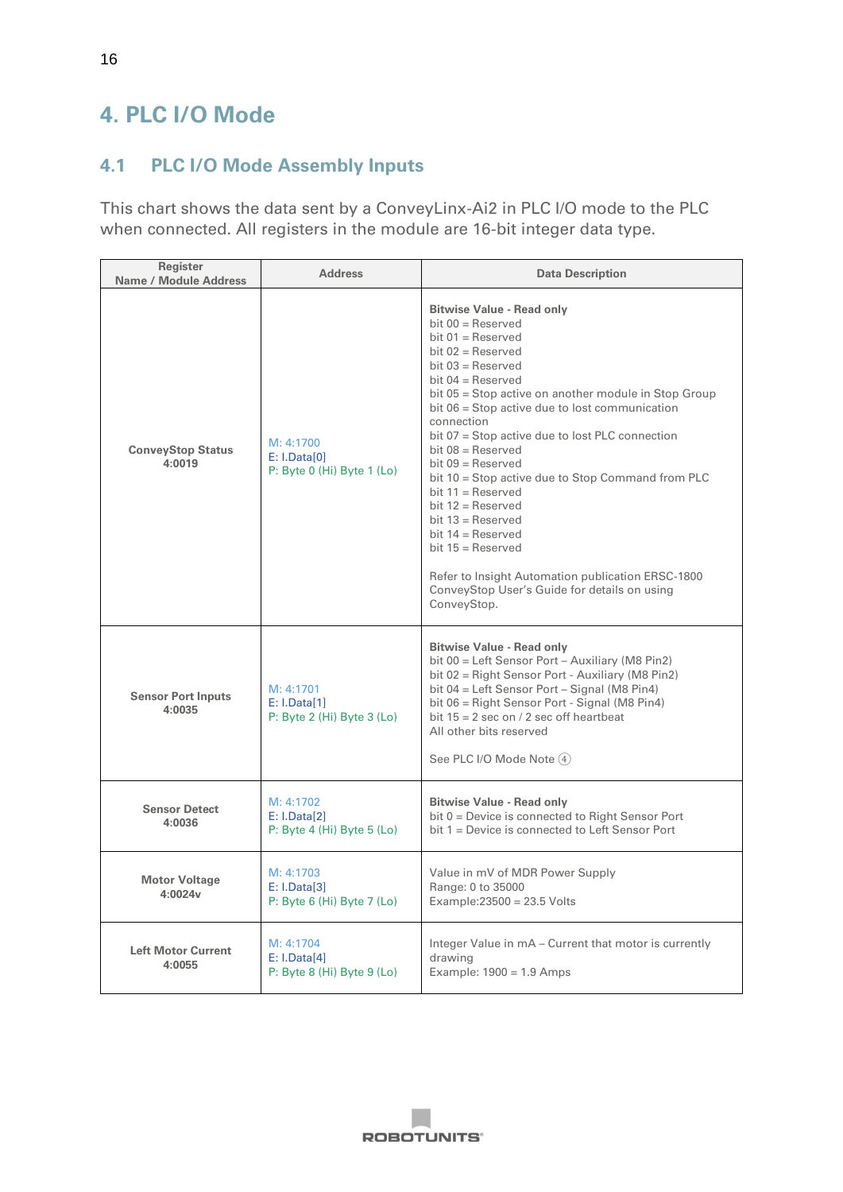# 4. PLC I/O Mode

## 4.1 PLC I/O Mode Assembly Inputs

This chart shows the data sent by a ConveyLinx-Ai2 in PLC I/O mode to the PLC when connected. All registers in the module are 16-bit integer data type.

| Register Name / Module Address | Address | Data Description |
|---|---|---|
| **ConveyStop Status**<br>**4:0019** | M: 4:1700<br>E: I.Data[0]<br>P: Byte 0 (Hi) Byte 1 (Lo) | **Bitwise Value - Read only**<br>bit 00 = Reserved<br>bit 01 = Reserved<br>bit 02 = Reserved<br>bit 03 = Reserved<br>bit 04 = Reserved<br>bit 05 = Stop active on another module in Stop Group<br>bit 06 = Stop active due to lost communication connection<br>bit 07 = Stop active due to lost PLC connection<br>bit 08 = Reserved<br>bit 09 = Reserved<br>bit 10 = Stop active due to Stop Command from PLC<br>bit 11 = Reserved<br>bit 12 = Reserved<br>bit 13 = Reserved<br>bit 14 = Reserved<br>bit 15 = Reserved<br><br>Refer to Insight Automation publication ERSC-1800 ConveyStop User's Guide for details on using ConveyStop. |
| **Sensor Port Inputs**<br>**4:0035** | M: 4:1701<br>E: I.Data[1]<br>P: Byte 2 (Hi) Byte 3 (Lo) | **Bitwise Value - Read only**<br>bit 00 = Left Sensor Port – Auxiliary (M8 Pin2)<br>bit 02 = Right Sensor Port - Auxiliary (M8 Pin2)<br>bit 04 = Left Sensor Port – Signal (M8 Pin4)<br>bit 06 = Right Sensor Port - Signal (M8 Pin4)<br>bit 15 = 2 sec on / 2 sec off heartbeat<br>All other bits reserved<br><br>See PLC I/O Mode Note ④ |
| **Sensor Detect**<br>**4:0036** | M: 4:1702<br>E: I.Data[2]<br>P: Byte 4 (Hi) Byte 5 (Lo) | **Bitwise Value - Read only**<br>bit 0 = Device is connected to Right Sensor Port<br>bit 1 = Device is connected to Left Sensor Port |
| **Motor Voltage**<br>**4:0024v** | M: 4:1703<br>E: I.Data[3]<br>P: Byte 6 (Hi) Byte 7 (Lo) | Value in mV of MDR Power Supply<br>Range: 0 to 35000<br>Example:23500 = 23.5 Volts |
| **Left Motor Current**<br>**4:0055** | M: 4:1704<br>E: I.Data[4]<br>P: Byte 8 (Hi) Byte 9 (Lo) | Integer Value in mA – Current that motor is currently drawing<br>Example: 1900 = 1.9 Amps |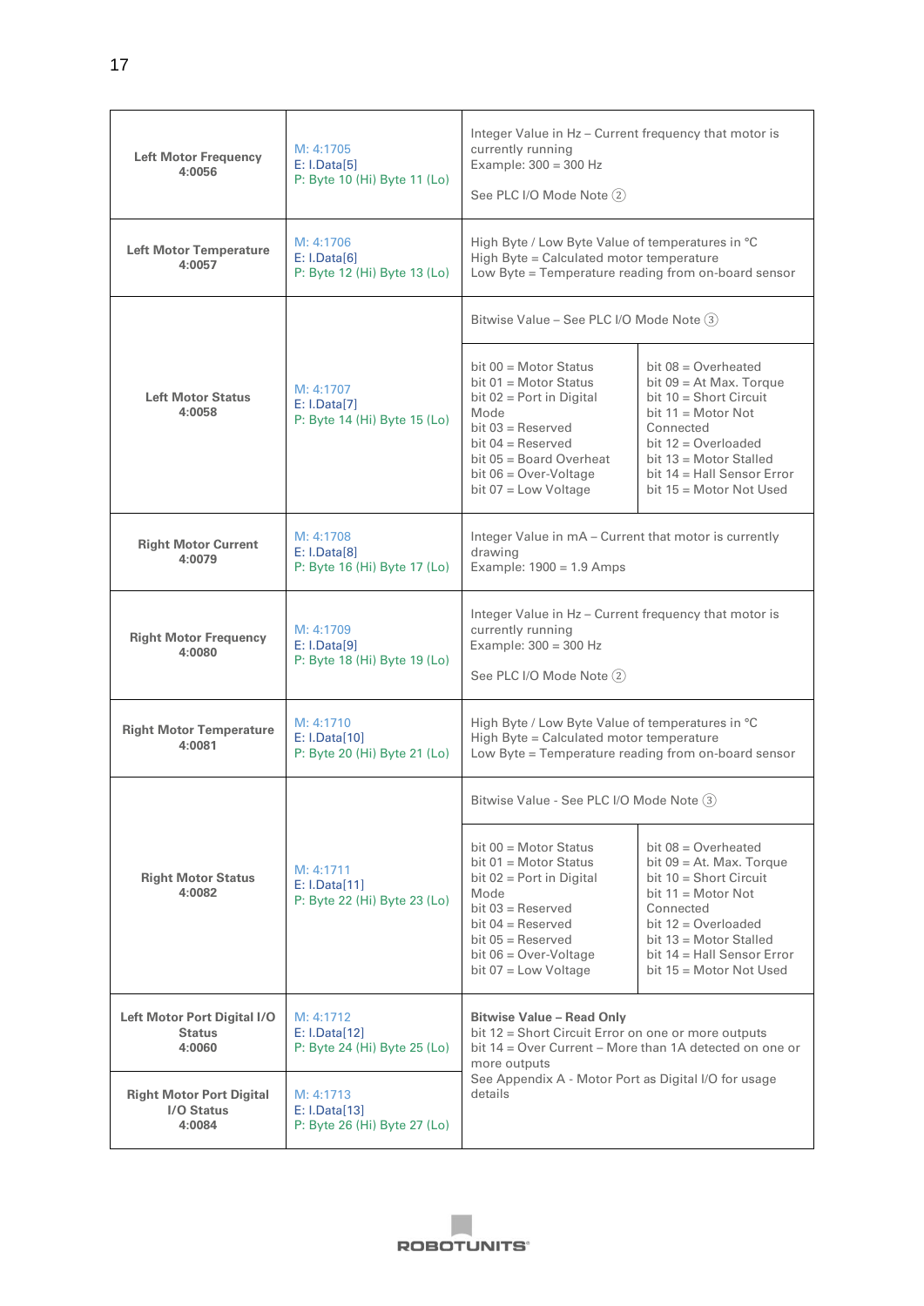| | | |
|---|---|---|
| **Left Motor Frequency 4:0056** | M: 4:1705<br>E: I.Data[5]<br>P: Byte 10 (Hi) Byte 11 (Lo) | Integer Value in Hz – Current frequency that motor is currently running<br>Example: 300 = 300 Hz<br><br>See PLC I/O Mode Note ② |
| **Left Motor Temperature 4:0057** | M: 4:1706<br>E: I.Data[6]<br>P: Byte 12 (Hi) Byte 13 (Lo) | High Byte / Low Byte Value of temperatures in °C<br>High Byte = Calculated motor temperature<br>Low Byte = Temperature reading from on-board sensor |
| **Left Motor Status 4:0058** | M: 4:1707<br>E: I.Data[7]<br>P: Byte 14 (Hi) Byte 15 (Lo) | Bitwise Value – See PLC I/O Mode Note ③<br><br>bit 00 = Motor Status<br>bit 01 = Motor Status<br>bit 02 = Port in Digital Mode<br>bit 03 = Reserved<br>bit 04 = Reserved<br>bit 05 = Board Overheat<br>bit 06 = Over-Voltage<br>bit 07 = Low Voltage<br>bit 08 = Overheated<br>bit 09 = At Max. Torque<br>bit 10 = Short Circuit<br>bit 11 = Motor Not Connected<br>bit 12 = Overloaded<br>bit 13 = Motor Stalled<br>bit 14 = Hall Sensor Error<br>bit 15 = Motor Not Used |
| **Right Motor Current 4:0079** | M: 4:1708<br>E: I.Data[8]<br>P: Byte 16 (Hi) Byte 17 (Lo) | Integer Value in mA – Current that motor is currently drawing<br>Example: 1900 = 1.9 Amps |
| **Right Motor Frequency 4:0080** | M: 4:1709<br>E: I.Data[9]<br>P: Byte 18 (Hi) Byte 19 (Lo) | Integer Value in Hz – Current frequency that motor is currently running<br>Example: 300 = 300 Hz<br><br>See PLC I/O Mode Note ② |
| **Right Motor Temperature 4:0081** | M: 4:1710<br>E: I.Data[10]<br>P: Byte 20 (Hi) Byte 21 (Lo) | High Byte / Low Byte Value of temperatures in °C<br>High Byte = Calculated motor temperature<br>Low Byte = Temperature reading from on-board sensor |
| **Right Motor Status 4:0082** | M: 4:1711<br>E: I.Data[11]<br>P: Byte 22 (Hi) Byte 23 (Lo) | Bitwise Value - See PLC I/O Mode Note ③<br><br>bit 00 = Motor Status<br>bit 01 = Motor Status<br>bit 02 = Port in Digital Mode<br>bit 03 = Reserved<br>bit 04 = Reserved<br>bit 05 = Reserved<br>bit 06 = Over-Voltage<br>bit 07 = Low Voltage<br>bit 08 = Overheated<br>bit 09 = At. Max. Torque<br>bit 10 = Short Circuit<br>bit 11 = Motor Not Connected<br>bit 12 = Overloaded<br>bit 13 = Motor Stalled<br>bit 14 = Hall Sensor Error<br>bit 15 = Motor Not Used |
| **Left Motor Port Digital I/O Status 4:0060** | M: 4:1712<br>E: I.Data[12]<br>P: Byte 24 (Hi) Byte 25 (Lo) | **Bitwise Value – Read Only**<br>bit 12 = Short Circuit Error on one or more outputs<br>bit 14 = Over Current – More than 1A detected on one or more outputs<br>See Appendix A - Motor Port as Digital I/O for usage details |
| **Right Motor Port Digital I/O Status 4:0084** | M: 4:1713<br>E: I.Data[13]<br>P: Byte 26 (Hi) Byte 27 (Lo) | |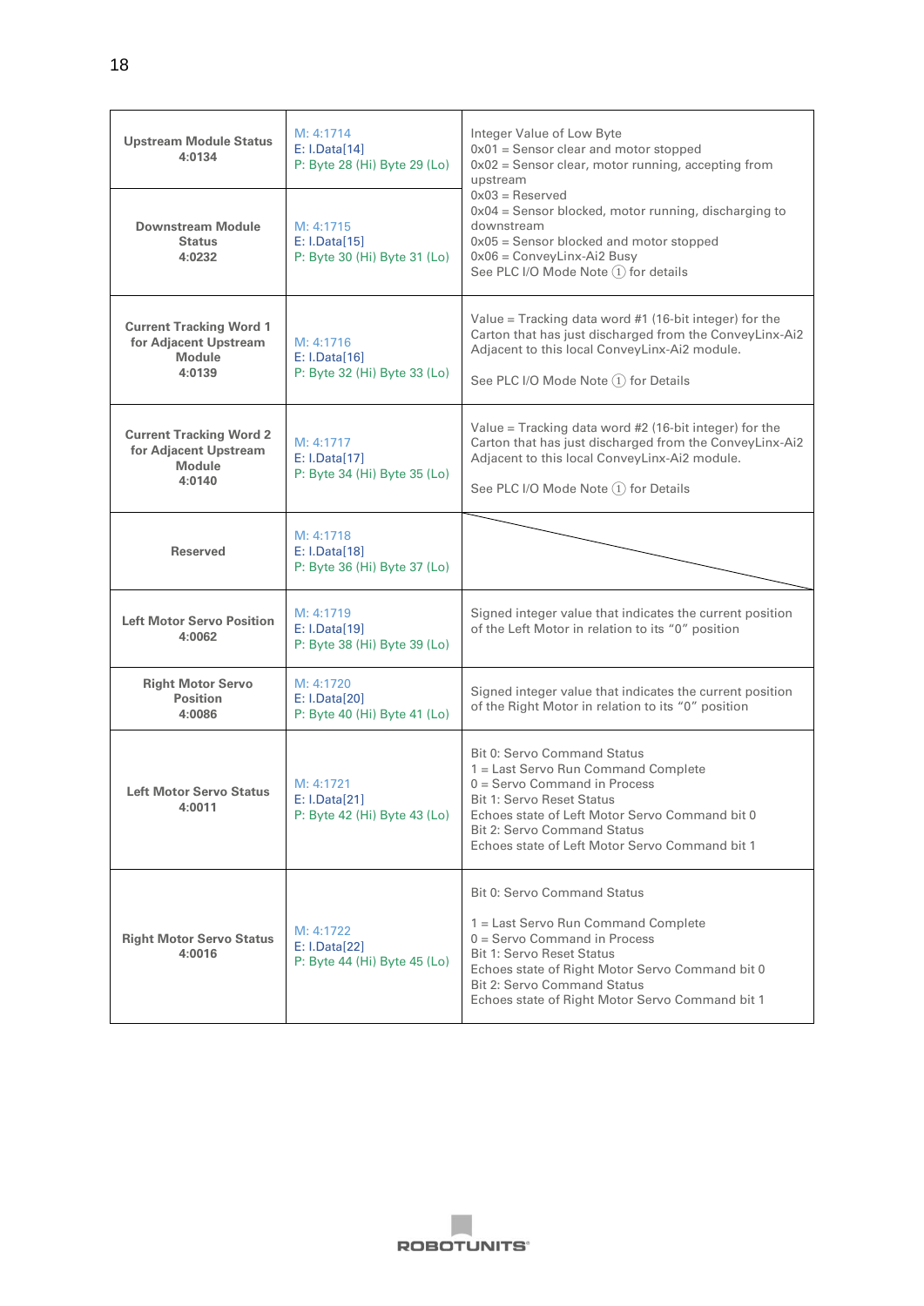| | | |
|---|---|---|
| **Upstream Module Status 4:0134** | M: 4:1714<br>E: I.Data[14]<br>P: Byte 28 (Hi) Byte 29 (Lo) | Integer Value of Low Byte<br>0x01 = Sensor clear and motor stopped<br>0x02 = Sensor clear, motor running, accepting from upstream<br>0x03 = Reserved<br>0x04 = Sensor blocked, motor running, discharging to downstream<br>0x05 = Sensor blocked and motor stopped<br>0x06 = ConveyLinx-Ai2 Busy<br>See PLC I/O Mode Note ① for details |
| **Downstream Module Status 4:0232** | M: 4:1715<br>E: I.Data[15]<br>P: Byte 30 (Hi) Byte 31 (Lo) | |
| **Current Tracking Word 1 for Adjacent Upstream Module 4:0139** | M: 4:1716<br>E: I.Data[16]<br>P: Byte 32 (Hi) Byte 33 (Lo) | Value = Tracking data word #1 (16-bit integer) for the Carton that has just discharged from the ConveyLinx-Ai2 Adjacent to this local ConveyLinx-Ai2 module.<br><br>See PLC I/O Mode Note ① for Details |
| **Current Tracking Word 2 for Adjacent Upstream Module 4:0140** | M: 4:1717<br>E: I.Data[17]<br>P: Byte 34 (Hi) Byte 35 (Lo) | Value = Tracking data word #2 (16-bit integer) for the Carton that has just discharged from the ConveyLinx-Ai2 Adjacent to this local ConveyLinx-Ai2 module.<br><br>See PLC I/O Mode Note ① for Details |
| **Reserved** | M: 4:1718<br>E: I.Data[18]<br>P: Byte 36 (Hi) Byte 37 (Lo) | |
| **Left Motor Servo Position 4:0062** | M: 4:1719<br>E: I.Data[19]<br>P: Byte 38 (Hi) Byte 39 (Lo) | Signed integer value that indicates the current position of the Left Motor in relation to its "0" position |
| **Right Motor Servo Position 4:0086** | M: 4:1720<br>E: I.Data[20]<br>P: Byte 40 (Hi) Byte 41 (Lo) | Signed integer value that indicates the current position of the Right Motor in relation to its "0" position |
| **Left Motor Servo Status 4:0011** | M: 4:1721<br>E: I.Data[21]<br>P: Byte 42 (Hi) Byte 43 (Lo) | Bit 0: Servo Command Status<br>1 = Last Servo Run Command Complete<br>0 = Servo Command in Process<br>Bit 1: Servo Reset Status<br>Echoes state of Left Motor Servo Command bit 0<br>Bit 2: Servo Command Status<br>Echoes state of Left Motor Servo Command bit 1 |
| **Right Motor Servo Status 4:0016** | M: 4:1722<br>E: I.Data[22]<br>P: Byte 44 (Hi) Byte 45 (Lo) | Bit 0: Servo Command Status<br><br>1 = Last Servo Run Command Complete<br>0 = Servo Command in Process<br>Bit 1: Servo Reset Status<br>Echoes state of Right Motor Servo Command bit 0<br>Bit 2: Servo Command Status<br>Echoes state of Right Motor Servo Command bit 1 |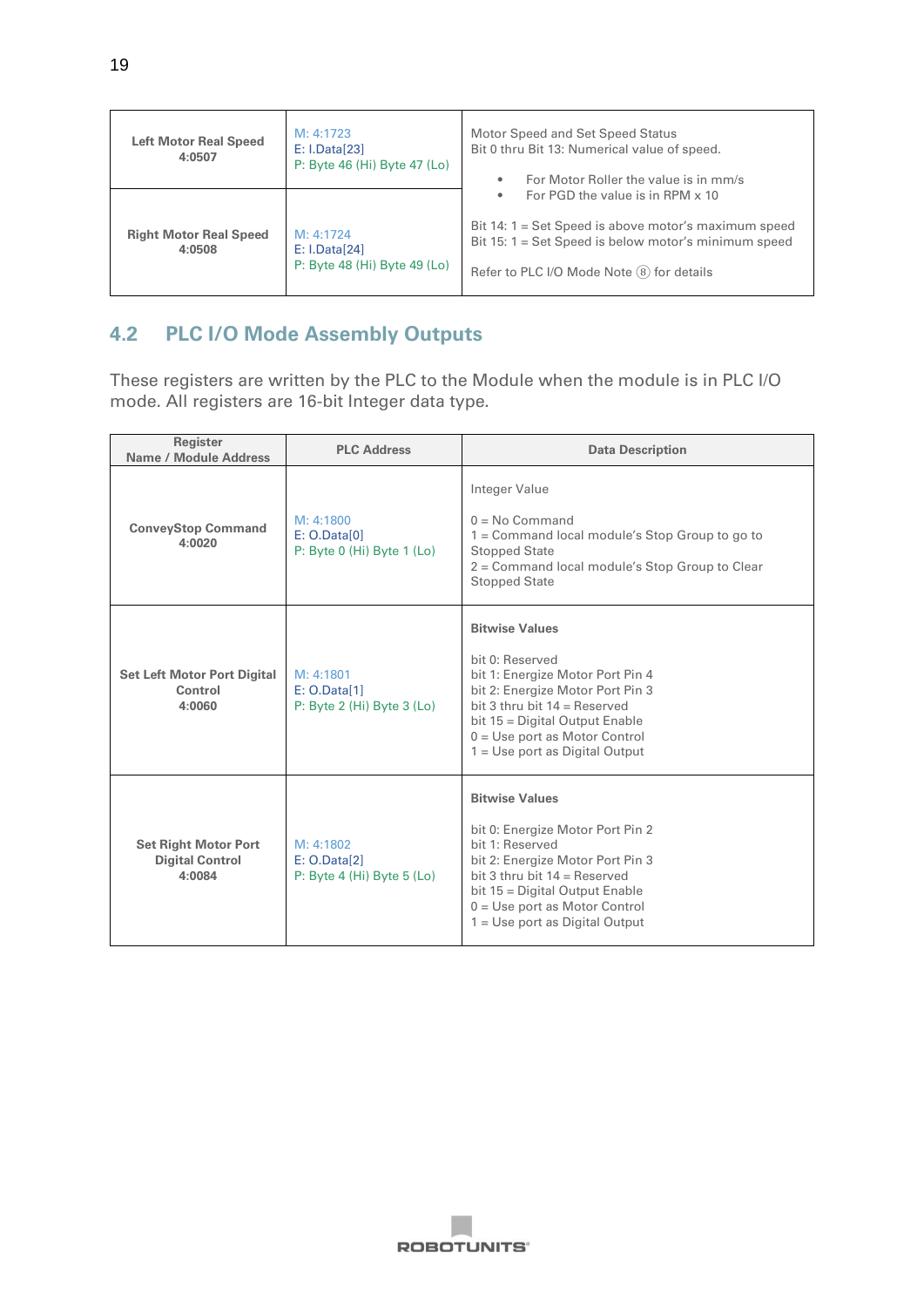| Left Motor Real Speed<br>4:0507 | M: 4:1723<br>E: I.Data[23]<br>P: Byte 46 (Hi) Byte 47 (Lo) | Motor Speed and Set Speed Status<br>Bit 0 thru Bit 13: Numerical value of speed.<br>• For Motor Roller the value is in mm/s<br>• For PGD the value is in RPM x 10<br><br>Bit 14: 1 = Set Speed is above motor's maximum speed<br>Bit 15: 1 = Set Speed is below motor's minimum speed<br><br>Refer to PLC I/O Mode Note ⑧ for details |
|---|---|---|
| **Right Motor Real Speed**<br>**4:0508** | M: 4:1724<br>E: I.Data[24]<br>P: Byte 48 (Hi) Byte 49 (Lo) | |

## 4.2 PLC I/O Mode Assembly Outputs

These registers are written by the PLC to the Module when the module is in PLC I/O mode. All registers are 16-bit Integer data type.

| Register<br>Name / Module Address | PLC Address | Data Description |
|---|---|---|
| **ConveyStop Command**<br>**4:0020** | M: 4:1800<br>E: O.Data[0]<br>P: Byte 0 (Hi) Byte 1 (Lo) | Integer Value<br><br>0 = No Command<br>1 = Command local module's Stop Group to go to Stopped State<br>2 = Command local module's Stop Group to Clear Stopped State |
| **Set Left Motor Port Digital Control**<br>**4:0060** | M: 4:1801<br>E: O.Data[1]<br>P: Byte 2 (Hi) Byte 3 (Lo) | **Bitwise Values**<br><br>bit 0: Reserved<br>bit 1: Energize Motor Port Pin 4<br>bit 2: Energize Motor Port Pin 3<br>bit 3 thru bit 14 = Reserved<br>bit 15 = Digital Output Enable<br>0 = Use port as Motor Control<br>1 = Use port as Digital Output |
| **Set Right Motor Port Digital Control**<br>**4:0084** | M: 4:1802<br>E: O.Data[2]<br>P: Byte 4 (Hi) Byte 5 (Lo) | **Bitwise Values**<br><br>bit 0: Energize Motor Port Pin 2<br>bit 1: Reserved<br>bit 2: Energize Motor Port Pin 3<br>bit 3 thru bit 14 = Reserved<br>bit 15 = Digital Output Enable<br>0 = Use port as Motor Control<br>1 = Use port as Digital Output |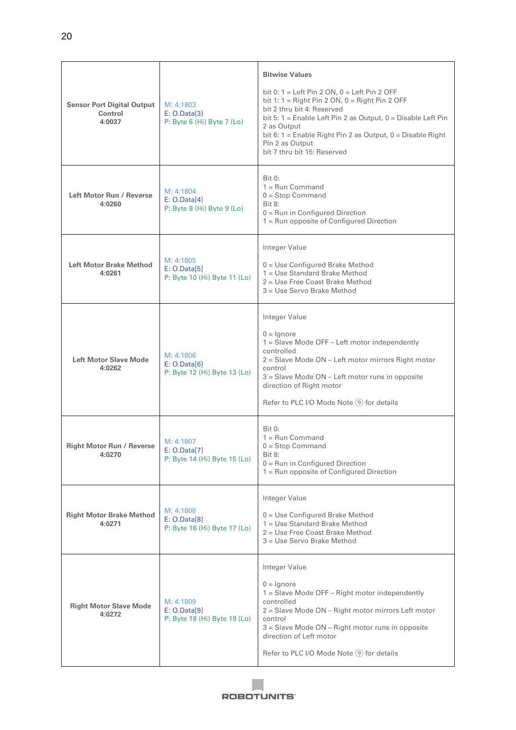| | | |
|---|---|---|
| **Sensor Port Digital Output Control 4:0037** | M: 4:1803<br>E: O.Data[3]<br>P: Byte 6 (Hi) Byte 7 (Lo) | **Bitwise Values**<br><br>bit 0: 1 = Left Pin 2 ON, 0 = Left Pin 2 OFF<br>bit 1: 1 = Right Pin 2 ON, 0 = Right Pin 2 OFF<br>bit 2 thru bit 4: Reserved<br>bit 5: 1 = Enable Left Pin 2 as Output, 0 = Disable Left Pin 2 as Output<br>bit 6: 1 = Enable Right Pin 2 as Output, 0 = Disable Right Pin 2 as Output<br>bit 7 thru bit 15: Reserved |
| **Left Motor Run / Reverse 4:0260** | M: 4:1804<br>E: O.Data[4]<br>P: Byte 8 (Hi) Byte 9 (Lo) | Bit 0:<br>1 = Run Command<br>0 = Stop Command<br>Bit 8:<br>0 = Run in Configured Direction<br>1 = Run opposite of Configured Direction |
| **Left Motor Brake Method 4:0261** | M: 4:1805<br>E: O.Data[5]<br>P: Byte 10 (Hi) Byte 11 (Lo) | Integer Value<br><br>0 = Use Configured Brake Method<br>1 = Use Standard Brake Method<br>2 = Use Free Coast Brake Method<br>3 = Use Servo Brake Method |
| **Left Motor Slave Mode 4:0262** | M: 4:1806<br>E: O.Data[6]<br>P: Byte 12 (Hi) Byte 13 (Lo) | Integer Value<br><br>0 = Ignore<br>1 = Slave Mode OFF – Left motor independently controlled<br>2 = Slave Mode ON – Left motor mirrors Right motor control<br>3 = Slave Mode ON – Left motor runs in opposite direction of Right motor<br><br>Refer to PLC I/O Mode Note ⑨ for details |
| **Right Motor Run / Reverse 4:0270** | M: 4:1807<br>E: O.Data[7]<br>P: Byte 14 (Hi) Byte 15 (Lo) | Bit 0:<br>1 = Run Command<br>0 = Stop Command<br>Bit 8:<br>0 = Run in Configured Direction<br>1 = Run opposite of Configured Direction |
| **Right Motor Brake Method 4:0271** | M: 4:1808<br>E: O.Data[8]<br>P: Byte 16 (Hi) Byte 17 (Lo) | Integer Value<br><br>0 = Use Configured Brake Method<br>1 = Use Standard Brake Method<br>2 = Use Free Coast Brake Method<br>3 = Use Servo Brake Method |
| **Right Motor Slave Mode 4:0272** | M: 4:1809<br>E: O.Data[9]<br>P: Byte 18 (Hi) Byte 19 (Lo) | Integer Value<br><br>0 = Ignore<br>1 = Slave Mode OFF – Right motor independently controlled<br>2 = Slave Mode ON – Right motor mirrors Left motor control<br>3 = Slave Mode ON – Right motor runs in opposite direction of Left motor<br><br>Refer to PLC I/O Mode Note ⑨ for details |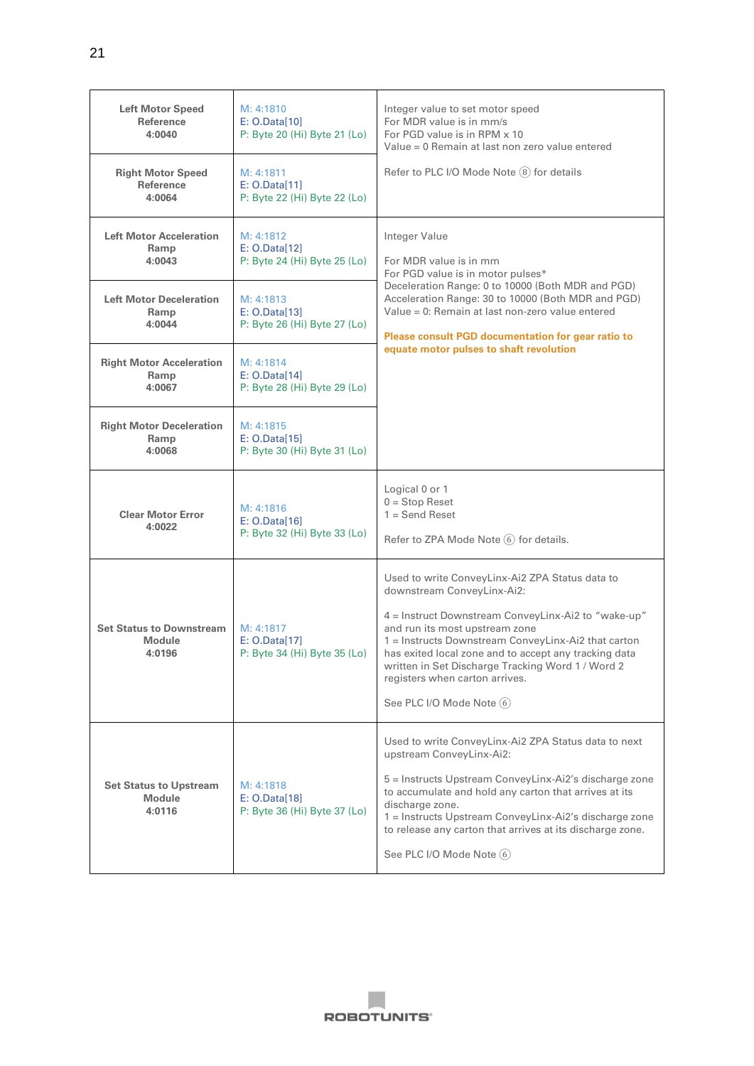| | | |
|---|---|---|
| **Left Motor Speed Reference 4:0040** | M: 4:1810<br>E: O.Data[10]<br>P: Byte 20 (Hi) Byte 21 (Lo) | Integer value to set motor speed<br>For MDR value is in mm/s<br>For PGD value is in RPM x 10<br>Value = 0 Remain at last non zero value entered<br><br>Refer to PLC I/O Mode Note ⑧ for details |
| **Right Motor Speed Reference 4:0064** | M: 4:1811<br>E: O.Data[11]<br>P: Byte 22 (Hi) Byte 22 (Lo) | |
| **Left Motor Acceleration Ramp 4:0043** | M: 4:1812<br>E: O.Data[12]<br>P: Byte 24 (Hi) Byte 25 (Lo) | Integer Value<br><br>For MDR value is in mm<br>For PGD value is in motor pulses*<br>Deceleration Range: 0 to 10000 (Both MDR and PGD)<br>Acceleration Range: 30 to 10000 (Both MDR and PGD)<br>Value = 0: Remain at last non-zero value entered<br><br>**Please consult PGD documentation for gear ratio to equate motor pulses to shaft revolution** |
| **Left Motor Deceleration Ramp 4:0044** | M: 4:1813<br>E: O.Data[13]<br>P: Byte 26 (Hi) Byte 27 (Lo) | |
| **Right Motor Acceleration Ramp 4:0067** | M: 4:1814<br>E: O.Data[14]<br>P: Byte 28 (Hi) Byte 29 (Lo) | |
| **Right Motor Deceleration Ramp 4:0068** | M: 4:1815<br>E: O.Data[15]<br>P: Byte 30 (Hi) Byte 31 (Lo) | |
| **Clear Motor Error 4:0022** | M: 4:1816<br>E: O.Data[16]<br>P: Byte 32 (Hi) Byte 33 (Lo) | Logical 0 or 1<br>0 = Stop Reset<br>1 = Send Reset<br><br>Refer to ZPA Mode Note ⑥ for details. |
| **Set Status to Downstream Module 4:0196** | M: 4:1817<br>E: O.Data[17]<br>P: Byte 34 (Hi) Byte 35 (Lo) | Used to write ConveyLinx-Ai2 ZPA Status data to downstream ConveyLinx-Ai2:<br><br>4 = Instruct Downstream ConveyLinx-Ai2 to "wake-up" and run its most upstream zone<br>1 = Instructs Downstream ConveyLinx-Ai2 that carton has exited local zone and to accept any tracking data written in Set Discharge Tracking Word 1 / Word 2 registers when carton arrives.<br><br>See PLC I/O Mode Note ⑥ |
| **Set Status to Upstream Module 4:0116** | M: 4:1818<br>E: O.Data[18]<br>P: Byte 36 (Hi) Byte 37 (Lo) | Used to write ConveyLinx-Ai2 ZPA Status data to next upstream ConveyLinx-Ai2:<br><br>5 = Instructs Upstream ConveyLinx-Ai2's discharge zone to accumulate and hold any carton that arrives at its discharge zone.<br>1 = Instructs Upstream ConveyLinx-Ai2's discharge zone to release any carton that arrives at its discharge zone.<br><br>See PLC I/O Mode Note ⑥ |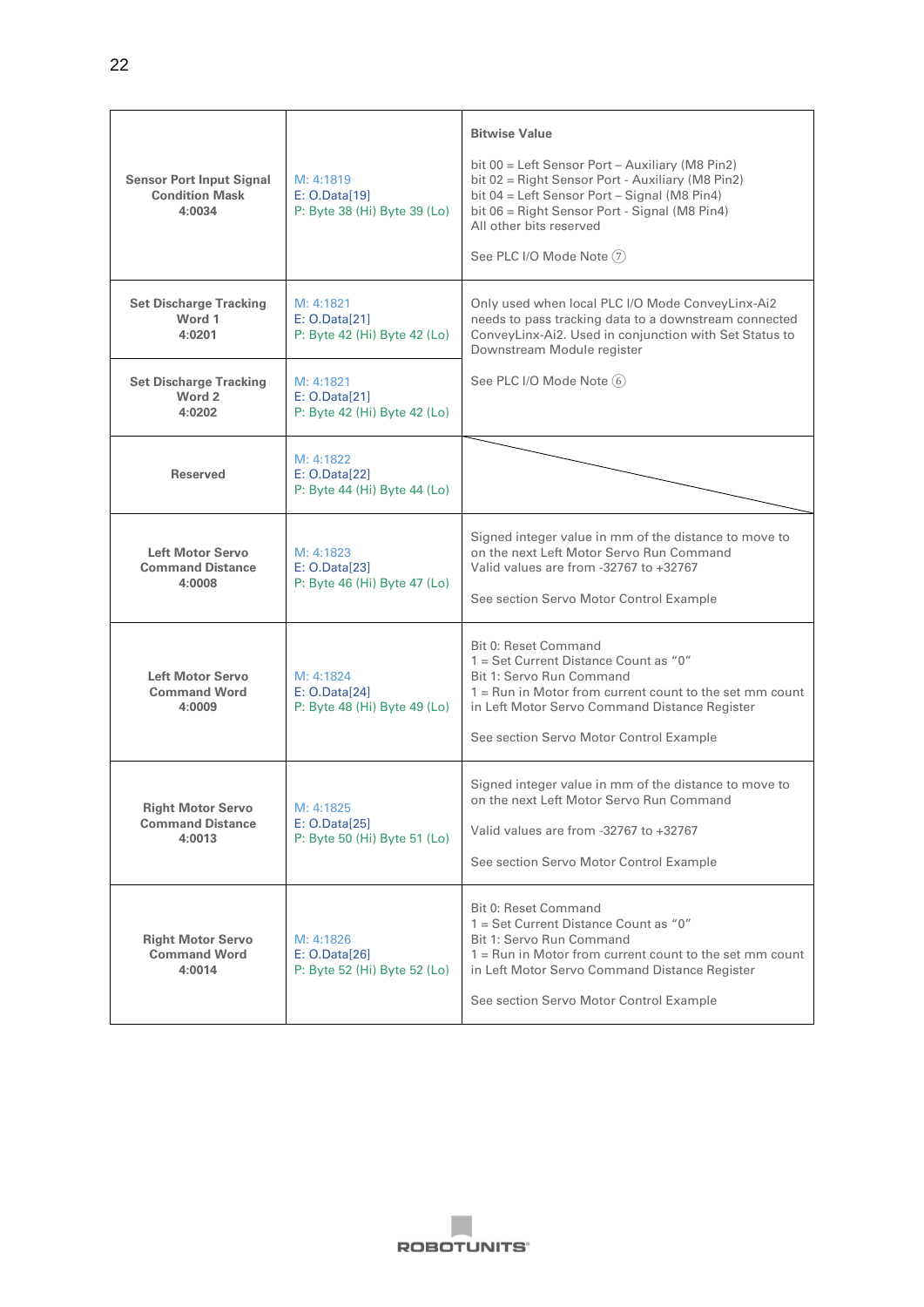| Sensor Port Input Signal Condition Mask 4:0034 | M: 4:1819<br>E: O.Data[19]<br>P: Byte 38 (Hi) Byte 39 (Lo) | **Bitwise Value**<br><br>bit 00 = Left Sensor Port – Auxiliary (M8 Pin2)<br>bit 02 = Right Sensor Port - Auxiliary (M8 Pin2)<br>bit 04 = Left Sensor Port – Signal (M8 Pin4)<br>bit 06 = Right Sensor Port - Signal (M8 Pin4)<br>All other bits reserved<br><br>See PLC I/O Mode Note ⑦ |
|---|---|---|
| **Set Discharge Tracking Word 1 4:0201** | M: 4:1821<br>E: O.Data[21]<br>P: Byte 42 (Hi) Byte 42 (Lo) | Only used when local PLC I/O Mode ConveyLinx-Ai2 needs to pass tracking data to a downstream connected ConveyLinx-Ai2. Used in conjunction with Set Status to Downstream Module register<br><br>See PLC I/O Mode Note ⑥ |
| **Set Discharge Tracking Word 2 4:0202** | M: 4:1821<br>E: O.Data[21]<br>P: Byte 42 (Hi) Byte 42 (Lo) | |
| **Reserved** | M: 4:1822<br>E: O.Data[22]<br>P: Byte 44 (Hi) Byte 44 (Lo) | |
| **Left Motor Servo Command Distance 4:0008** | M: 4:1823<br>E: O.Data[23]<br>P: Byte 46 (Hi) Byte 47 (Lo) | Signed integer value in mm of the distance to move to on the next Left Motor Servo Run Command<br>Valid values are from -32767 to +32767<br><br>See section Servo Motor Control Example |
| **Left Motor Servo Command Word 4:0009** | M: 4:1824<br>E: O.Data[24]<br>P: Byte 48 (Hi) Byte 49 (Lo) | Bit 0: Reset Command<br>1 = Set Current Distance Count as "0"<br>Bit 1: Servo Run Command<br>1 = Run in Motor from current count to the set mm count in Left Motor Servo Command Distance Register<br><br>See section Servo Motor Control Example |
| **Right Motor Servo Command Distance 4:0013** | M: 4:1825<br>E: O.Data[25]<br>P: Byte 50 (Hi) Byte 51 (Lo) | Signed integer value in mm of the distance to move to on the next Left Motor Servo Run Command<br><br>Valid values are from -32767 to +32767<br><br>See section Servo Motor Control Example |
| **Right Motor Servo Command Word 4:0014** | M: 4:1826<br>E: O.Data[26]<br>P: Byte 52 (Hi) Byte 52 (Lo) | Bit 0: Reset Command<br>1 = Set Current Distance Count as "0"<br>Bit 1: Servo Run Command<br>1 = Run in Motor from current count to the set mm count in Left Motor Servo Command Distance Register<br><br>See section Servo Motor Control Example |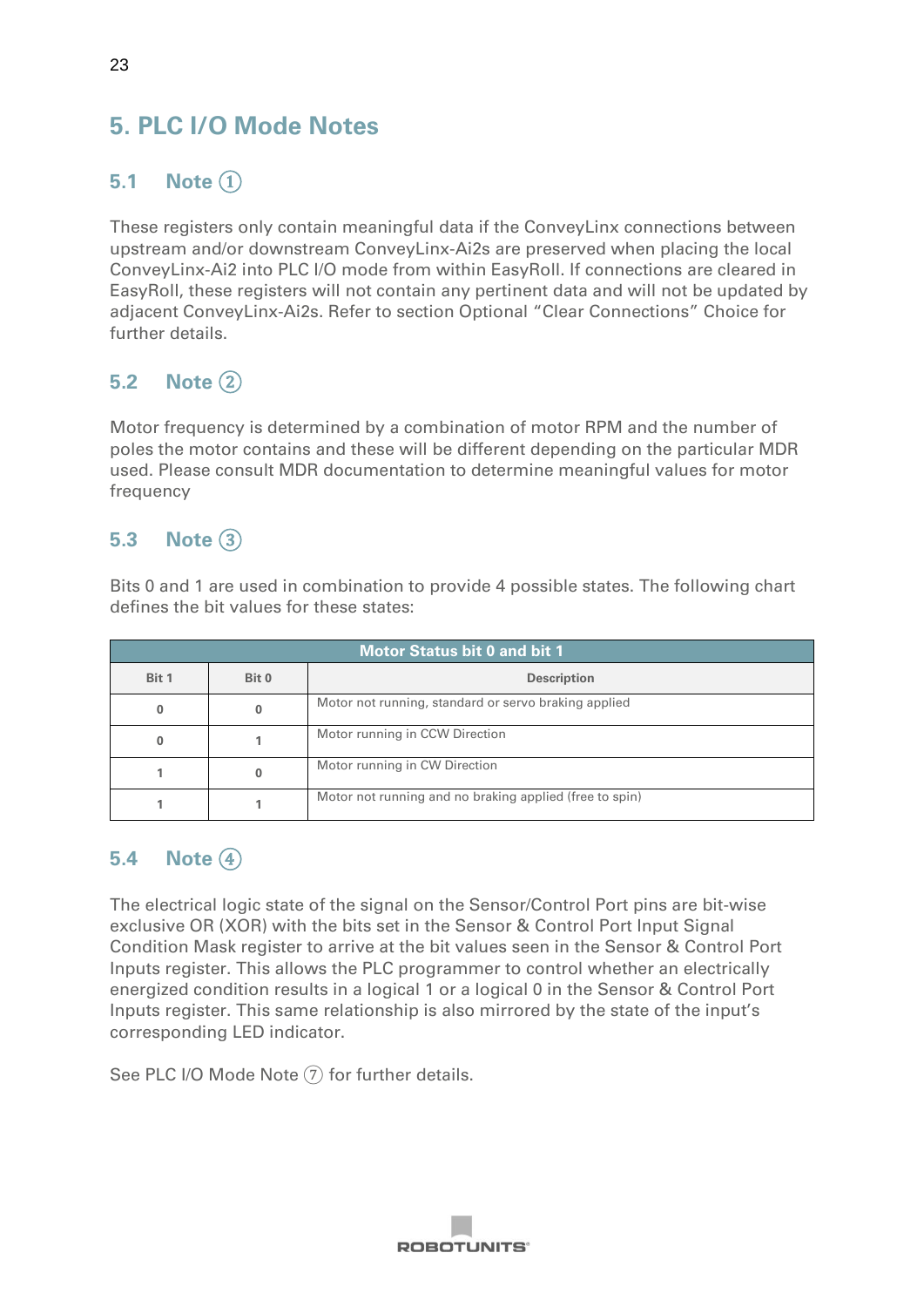# 5. PLC I/O Mode Notes

## 5.1 Note ①

These registers only contain meaningful data if the ConveyLinx connections between upstream and/or downstream ConveyLinx-Ai2s are preserved when placing the local ConveyLinx-Ai2 into PLC I/O mode from within EasyRoll. If connections are cleared in EasyRoll, these registers will not contain any pertinent data and will not be updated by adjacent ConveyLinx-Ai2s. Refer to section Optional "Clear Connections" Choice for further details.

## 5.2 Note ②

Motor frequency is determined by a combination of motor RPM and the number of poles the motor contains and these will be different depending on the particular MDR used. Please consult MDR documentation to determine meaningful values for motor frequency

## 5.3 Note ③

Bits 0 and 1 are used in combination to provide 4 possible states. The following chart defines the bit values for these states:

| Motor Status bit 0 and bit 1 | | |
|---|---|---|
| **Bit 1** | **Bit 0** | **Description** |
| 0 | 0 | Motor not running, standard or servo braking applied |
| 0 | 1 | Motor running in CCW Direction |
| 1 | 0 | Motor running in CW Direction |
| 1 | 1 | Motor not running and no braking applied (free to spin) |

## 5.4 Note ④

The electrical logic state of the signal on the Sensor/Control Port pins are bit-wise exclusive OR (XOR) with the bits set in the Sensor & Control Port Input Signal Condition Mask register to arrive at the bit values seen in the Sensor & Control Port Inputs register. This allows the PLC programmer to control whether an electrically energized condition results in a logical 1 or a logical 0 in the Sensor & Control Port Inputs register. This same relationship is also mirrored by the state of the input's corresponding LED indicator.

See PLC I/O Mode Note ⑦ for further details.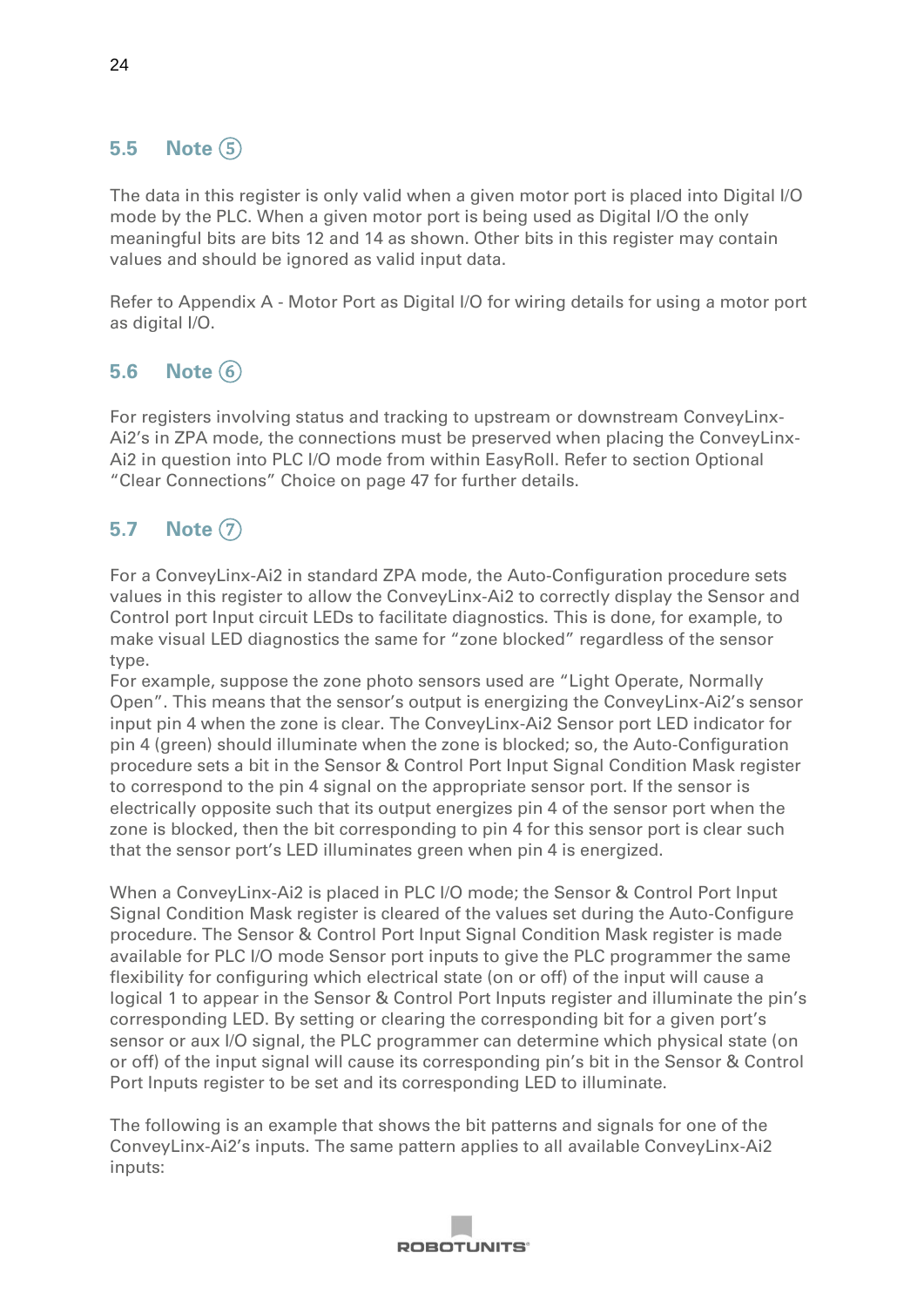## 5.5 Note ⑤

The data in this register is only valid when a given motor port is placed into Digital I/O mode by the PLC. When a given motor port is being used as Digital I/O the only meaningful bits are bits 12 and 14 as shown. Other bits in this register may contain values and should be ignored as valid input data.

Refer to Appendix A - Motor Port as Digital I/O for wiring details for using a motor port as digital I/O.

## 5.6 Note ⑥

For registers involving status and tracking to upstream or downstream ConveyLinx-Ai2's in ZPA mode, the connections must be preserved when placing the ConveyLinx-Ai2 in question into PLC I/O mode from within EasyRoll. Refer to section Optional "Clear Connections" Choice on page 47 for further details.

## 5.7 Note ⑦

For a ConveyLinx-Ai2 in standard ZPA mode, the Auto-Configuration procedure sets values in this register to allow the ConveyLinx-Ai2 to correctly display the Sensor and Control port Input circuit LEDs to facilitate diagnostics. This is done, for example, to make visual LED diagnostics the same for "zone blocked" regardless of the sensor type.
For example, suppose the zone photo sensors used are "Light Operate, Normally Open". This means that the sensor's output is energizing the ConveyLinx-Ai2's sensor input pin 4 when the zone is clear. The ConveyLinx-Ai2 Sensor port LED indicator for pin 4 (green) should illuminate when the zone is blocked; so, the Auto-Configuration procedure sets a bit in the Sensor & Control Port Input Signal Condition Mask register to correspond to the pin 4 signal on the appropriate sensor port. If the sensor is electrically opposite such that its output energizes pin 4 of the sensor port when the zone is blocked, then the bit corresponding to pin 4 for this sensor port is clear such that the sensor port's LED illuminates green when pin 4 is energized.

When a ConveyLinx-Ai2 is placed in PLC I/O mode; the Sensor & Control Port Input Signal Condition Mask register is cleared of the values set during the Auto-Configure procedure. The Sensor & Control Port Input Signal Condition Mask register is made available for PLC I/O mode Sensor port inputs to give the PLC programmer the same flexibility for configuring which electrical state (on or off) of the input will cause a logical 1 to appear in the Sensor & Control Port Inputs register and illuminate the pin's corresponding LED. By setting or clearing the corresponding bit for a given port's sensor or aux I/O signal, the PLC programmer can determine which physical state (on or off) of the input signal will cause its corresponding pin's bit in the Sensor & Control Port Inputs register to be set and its corresponding LED to illuminate.

The following is an example that shows the bit patterns and signals for one of the ConveyLinx-Ai2's inputs. The same pattern applies to all available ConveyLinx-Ai2 inputs: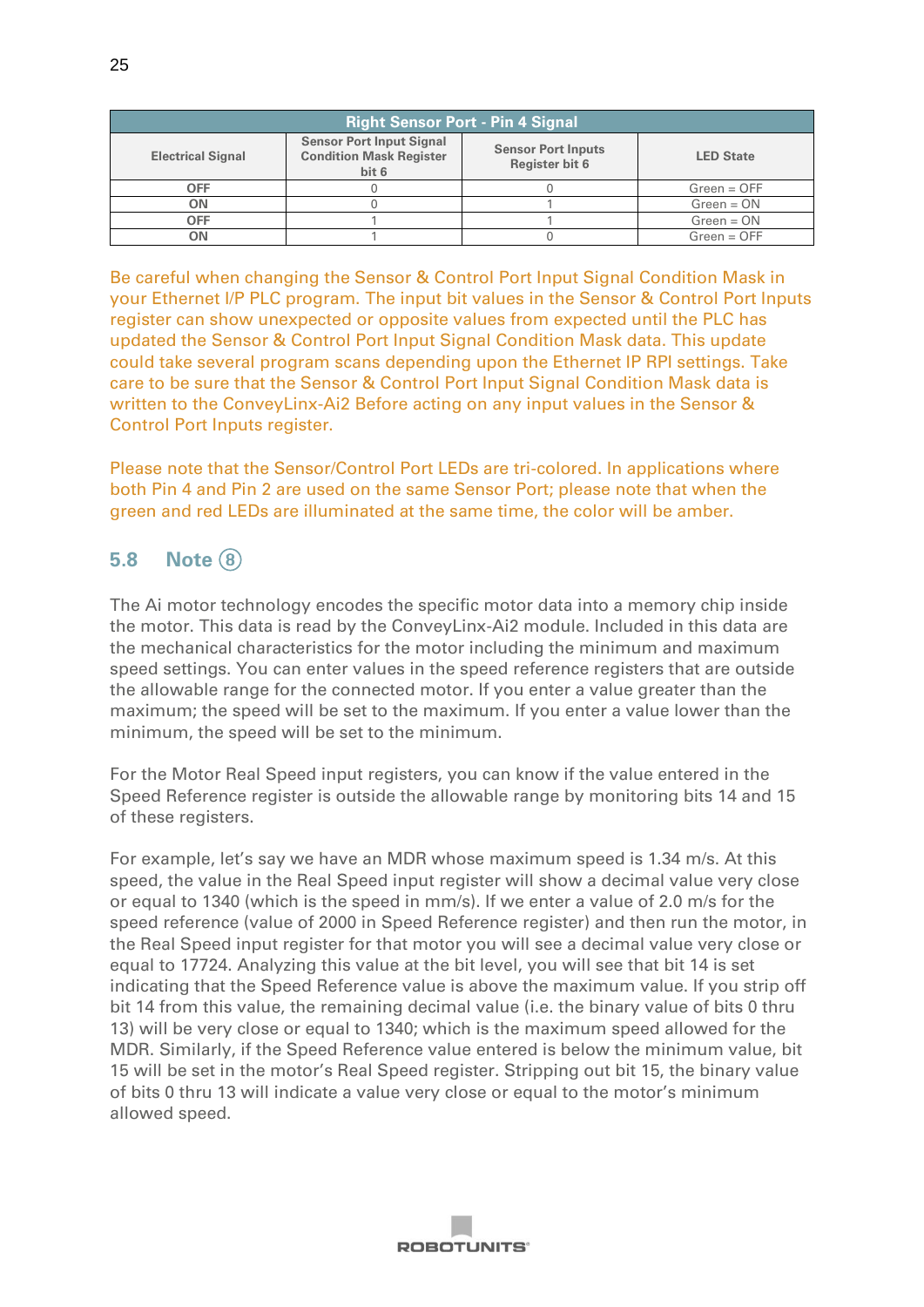| Right Sensor Port - Pin 4 Signal | | | |
|---|---|---|---|
| **Electrical Signal** | **Sensor Port Input Signal Condition Mask Register bit 6** | **Sensor Port Inputs Register bit 6** | **LED State** |
| OFF | 0 | 0 | Green = OFF |
| ON | 0 | 1 | Green = ON |
| OFF | 1 | 1 | Green = ON |
| ON | 1 | 0 | Green = OFF |

Be careful when changing the Sensor & Control Port Input Signal Condition Mask in your Ethernet I/P PLC program. The input bit values in the Sensor & Control Port Inputs register can show unexpected or opposite values from expected until the PLC has updated the Sensor & Control Port Input Signal Condition Mask data. This update could take several program scans depending upon the Ethernet IP RPI settings. Take care to be sure that the Sensor & Control Port Input Signal Condition Mask data is written to the ConveyLinx-Ai2 Before acting on any input values in the Sensor & Control Port Inputs register.

Please note that the Sensor/Control Port LEDs are tri-colored. In applications where both Pin 4 and Pin 2 are used on the same Sensor Port; please note that when the green and red LEDs are illuminated at the same time, the color will be amber.

## 5.8 Note ⑧

The Ai motor technology encodes the specific motor data into a memory chip inside the motor. This data is read by the ConveyLinx-Ai2 module. Included in this data are the mechanical characteristics for the motor including the minimum and maximum speed settings. You can enter values in the speed reference registers that are outside the allowable range for the connected motor. If you enter a value greater than the maximum; the speed will be set to the maximum. If you enter a value lower than the minimum, the speed will be set to the minimum.

For the Motor Real Speed input registers, you can know if the value entered in the Speed Reference register is outside the allowable range by monitoring bits 14 and 15 of these registers.

For example, let's say we have an MDR whose maximum speed is 1.34 m/s. At this speed, the value in the Real Speed input register will show a decimal value very close or equal to 1340 (which is the speed in mm/s). If we enter a value of 2.0 m/s for the speed reference (value of 2000 in Speed Reference register) and then run the motor, in the Real Speed input register for that motor you will see a decimal value very close or equal to 17724. Analyzing this value at the bit level, you will see that bit 14 is set indicating that the Speed Reference value is above the maximum value. If you strip off bit 14 from this value, the remaining decimal value (i.e. the binary value of bits 0 thru 13) will be very close or equal to 1340; which is the maximum speed allowed for the MDR. Similarly, if the Speed Reference value entered is below the minimum value, bit 15 will be set in the motor's Real Speed register. Stripping out bit 15, the binary value of bits 0 thru 13 will indicate a value very close or equal to the motor's minimum allowed speed.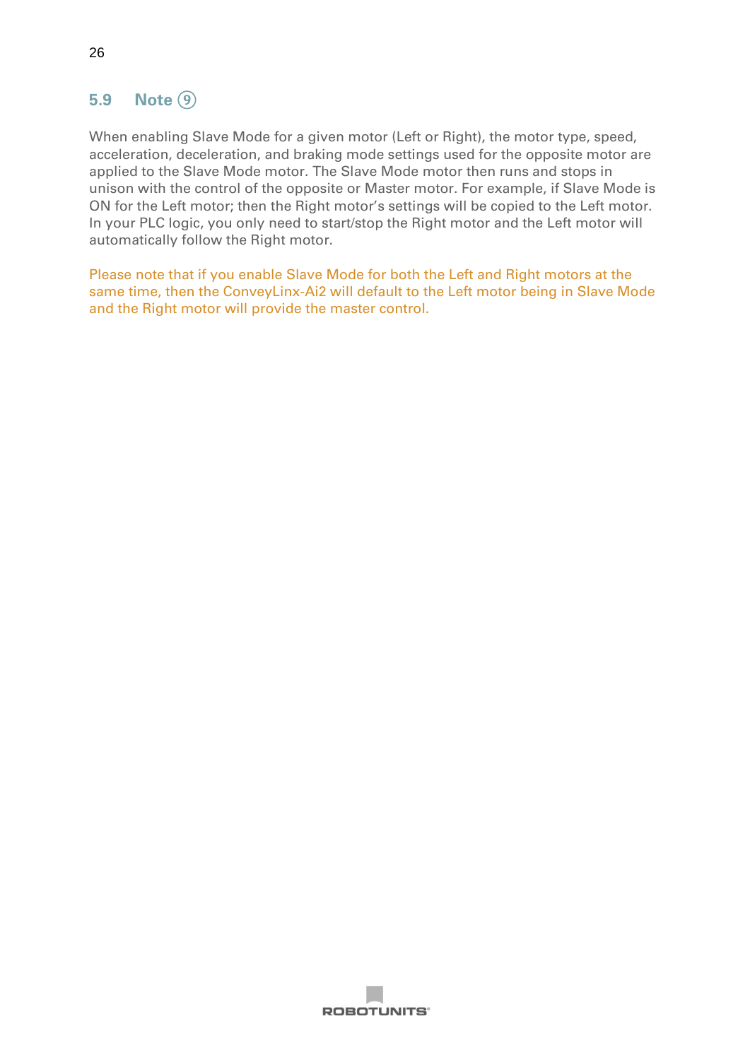## 5.9 Note ⑨

When enabling Slave Mode for a given motor (Left or Right), the motor type, speed, acceleration, deceleration, and braking mode settings used for the opposite motor are applied to the Slave Mode motor. The Slave Mode motor then runs and stops in unison with the control of the opposite or Master motor. For example, if Slave Mode is ON for the Left motor; then the Right motor's settings will be copied to the Left motor. In your PLC logic, you only need to start/stop the Right motor and the Left motor will automatically follow the Right motor.

Please note that if you enable Slave Mode for both the Left and Right motors at the same time, then the ConveyLinx-Ai2 will default to the Left motor being in Slave Mode and the Right motor will provide the master control.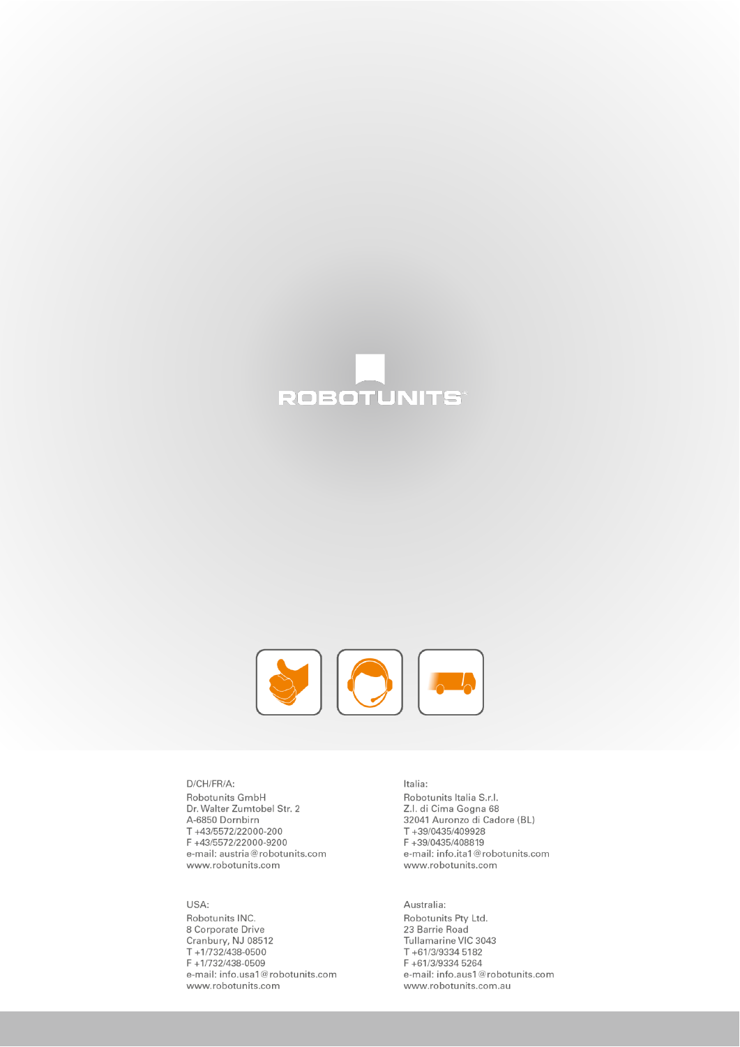ROBOTUNITS®

D/CH/FR/A:
Robotunits GmbH
Dr. Walter Zumtobel Str. 2
A-6850 Dornbirn
T +43/5572/22000-200
F +43/5572/22000-9200
e-mail: austria@robotunits.com
www.robotunits.com

Italia:
Robotunits Italia S.r.l.
Z.I. di Cima Gogna 68
32041 Auronzo di Cadore (BL)
T +39/0435/409928
F +39/0435/408819
e-mail: info.ita1@robotunits.com
www.robotunits.com

USA:
Robotunits INC.
8 Corporate Drive
Cranbury, NJ 08512
T +1/732/438-0500
F +1/732/438-0509
e-mail: info.usa1@robotunits.com
www.robotunits.com

Australia:
Robotunits Pty Ltd.
23 Barrie Road
Tullamarine VIC 3043
T +61/3/9334 5182
F +61/3/9334 5264
e-mail: info.aus1@robotunits.com
www.robotunits.com.au